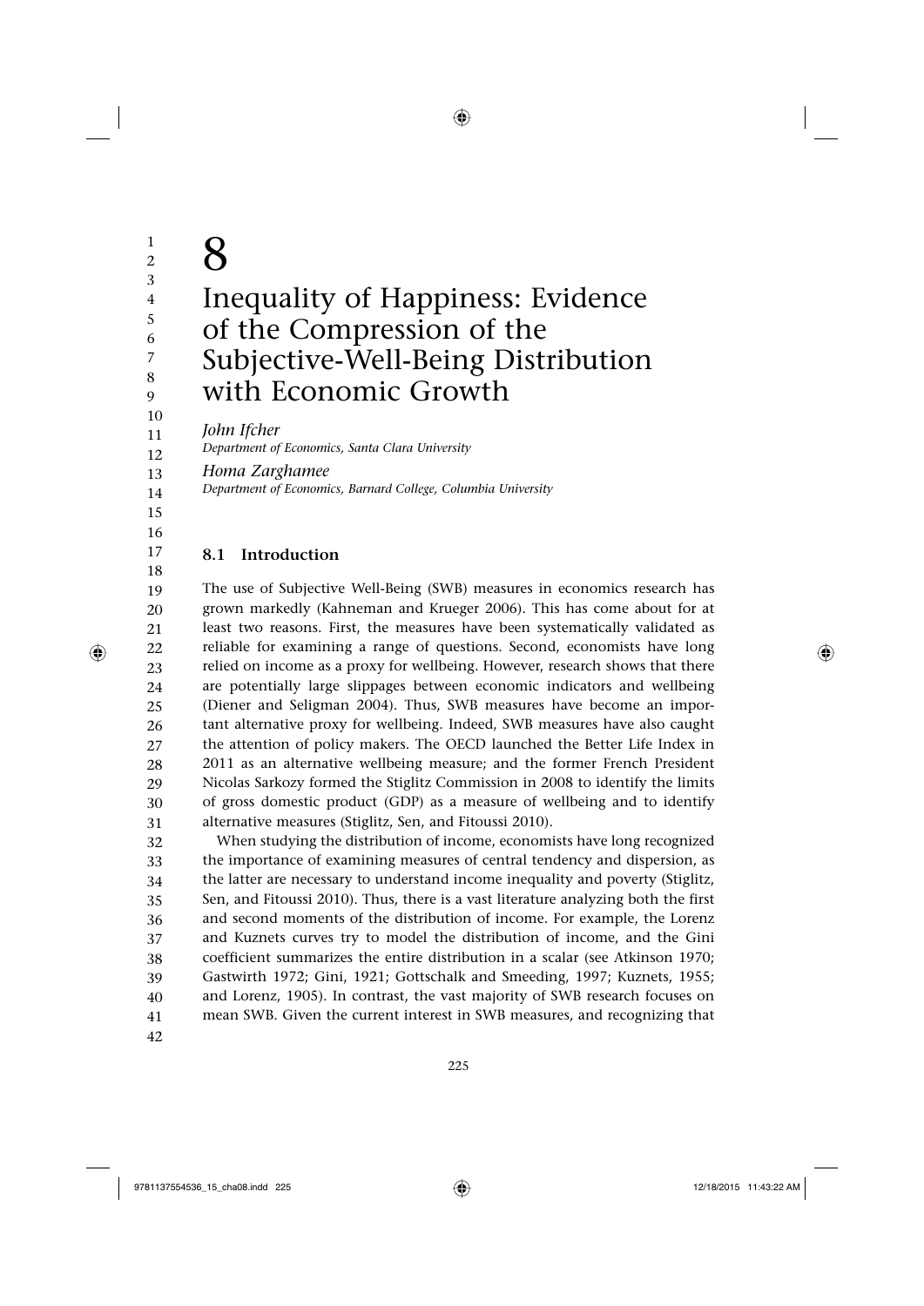# 8

# Inequality of Happiness: Evidence of the Compression of the Subjective-Well-Being Distribution with Economic Growth

*John Ifcher*
*Department of Economics, Santa Clara University*

*Homa Zarghamee*
*Department of Economics, Barnard College, Columbia University*

## 8.1 Introduction

The use of Subjective Well-Being (SWB) measures in economics research has grown markedly (Kahneman and Krueger 2006). This has come about for at least two reasons. First, the measures have been systematically validated as reliable for examining a range of questions. Second, economists have long relied on income as a proxy for wellbeing. However, research shows that there are potentially large slippages between economic indicators and wellbeing (Diener and Seligman 2004). Thus, SWB measures have become an important alternative proxy for wellbeing. Indeed, SWB measures have also caught the attention of policy makers. The OECD launched the Better Life Index in 2011 as an alternative wellbeing measure; and the former French President Nicolas Sarkozy formed the Stiglitz Commission in 2008 to identify the limits of gross domestic product (GDP) as a measure of wellbeing and to identify alternative measures (Stiglitz, Sen, and Fitoussi 2010).

When studying the distribution of income, economists have long recognized the importance of examining measures of central tendency and dispersion, as the latter are necessary to understand income inequality and poverty (Stiglitz, Sen, and Fitoussi 2010). Thus, there is a vast literature analyzing both the first and second moments of the distribution of income. For example, the Lorenz and Kuznets curves try to model the distribution of income, and the Gini coefficient summarizes the entire distribution in a scalar (see Atkinson 1970; Gastwirth 1972; Gini, 1921; Gottschalk and Smeeding, 1997; Kuznets, 1955; and Lorenz, 1905). In contrast, the vast majority of SWB research focuses on mean SWB. Given the current interest in SWB measures, and recognizing that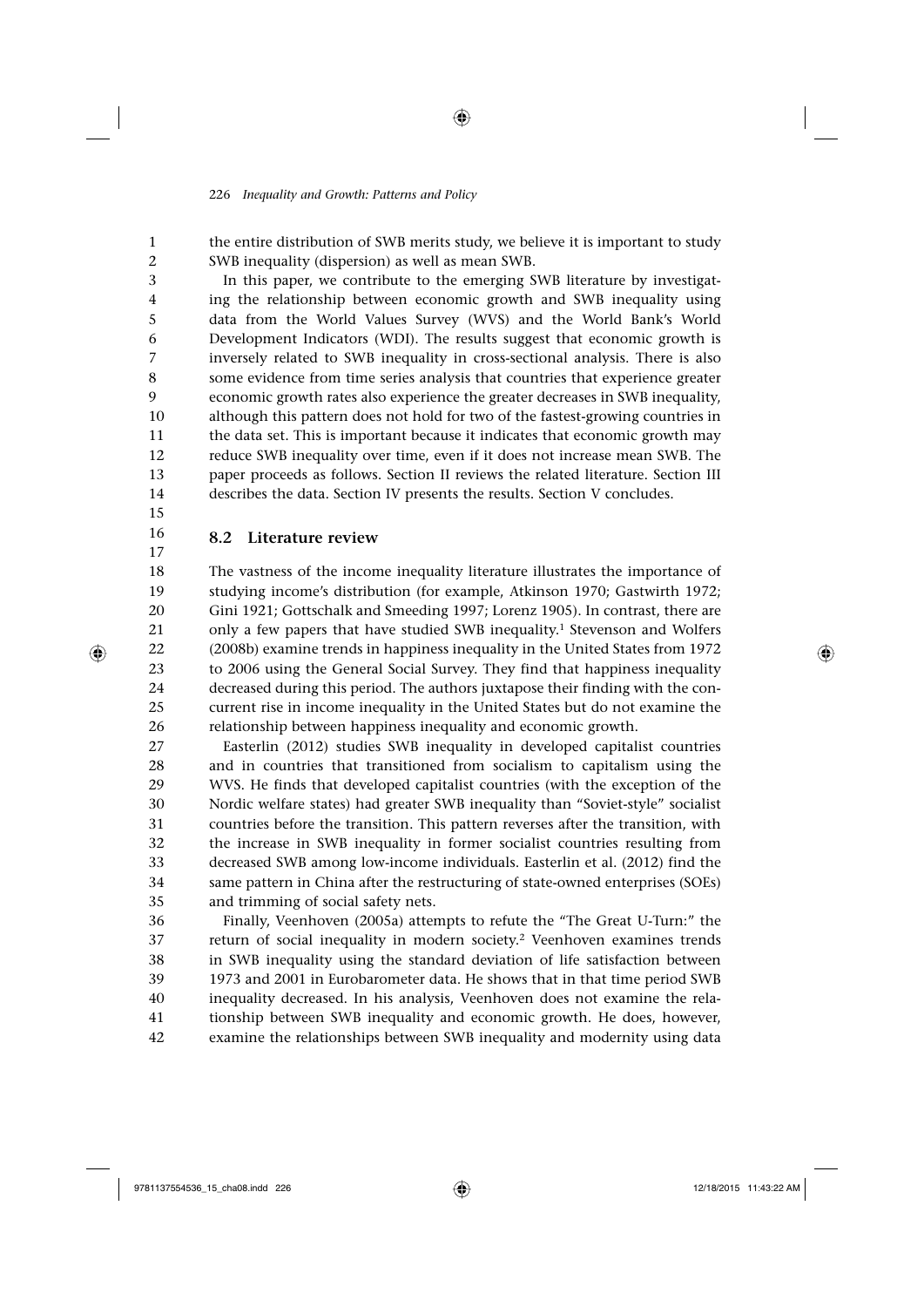the entire distribution of SWB merits study, we believe it is important to study SWB inequality (dispersion) as well as mean SWB.

In this paper, we contribute to the emerging SWB literature by investigating the relationship between economic growth and SWB inequality using data from the World Values Survey (WVS) and the World Bank's World Development Indicators (WDI). The results suggest that economic growth is inversely related to SWB inequality in cross-sectional analysis. There is also some evidence from time series analysis that countries that experience greater economic growth rates also experience the greater decreases in SWB inequality, although this pattern does not hold for two of the fastest-growing countries in the data set. This is important because it indicates that economic growth may reduce SWB inequality over time, even if it does not increase mean SWB. The paper proceeds as follows. Section II reviews the related literature. Section III describes the data. Section IV presents the results. Section V concludes.

## 8.2 Literature review

The vastness of the income inequality literature illustrates the importance of studying income's distribution (for example, Atkinson 1970; Gastwirth 1972; Gini 1921; Gottschalk and Smeeding 1997; Lorenz 1905). In contrast, there are only a few papers that have studied SWB inequality.[1] Stevenson and Wolfers (2008b) examine trends in happiness inequality in the United States from 1972 to 2006 using the General Social Survey. They find that happiness inequality decreased during this period. The authors juxtapose their finding with the concurrent rise in income inequality in the United States but do not examine the relationship between happiness inequality and economic growth.

Easterlin (2012) studies SWB inequality in developed capitalist countries and in countries that transitioned from socialism to capitalism using the WVS. He finds that developed capitalist countries (with the exception of the Nordic welfare states) had greater SWB inequality than "Soviet-style" socialist countries before the transition. This pattern reverses after the transition, with the increase in SWB inequality in former socialist countries resulting from decreased SWB among low-income individuals. Easterlin et al. (2012) find the same pattern in China after the restructuring of state-owned enterprises (SOEs) and trimming of social safety nets.

Finally, Veenhoven (2005a) attempts to refute the "The Great U-Turn:" the return of social inequality in modern society.[2] Veenhoven examines trends in SWB inequality using the standard deviation of life satisfaction between 1973 and 2001 in Eurobarometer data. He shows that in that time period SWB inequality decreased. In his analysis, Veenhoven does not examine the relationship between SWB inequality and economic growth. He does, however, examine the relationships between SWB inequality and modernity using data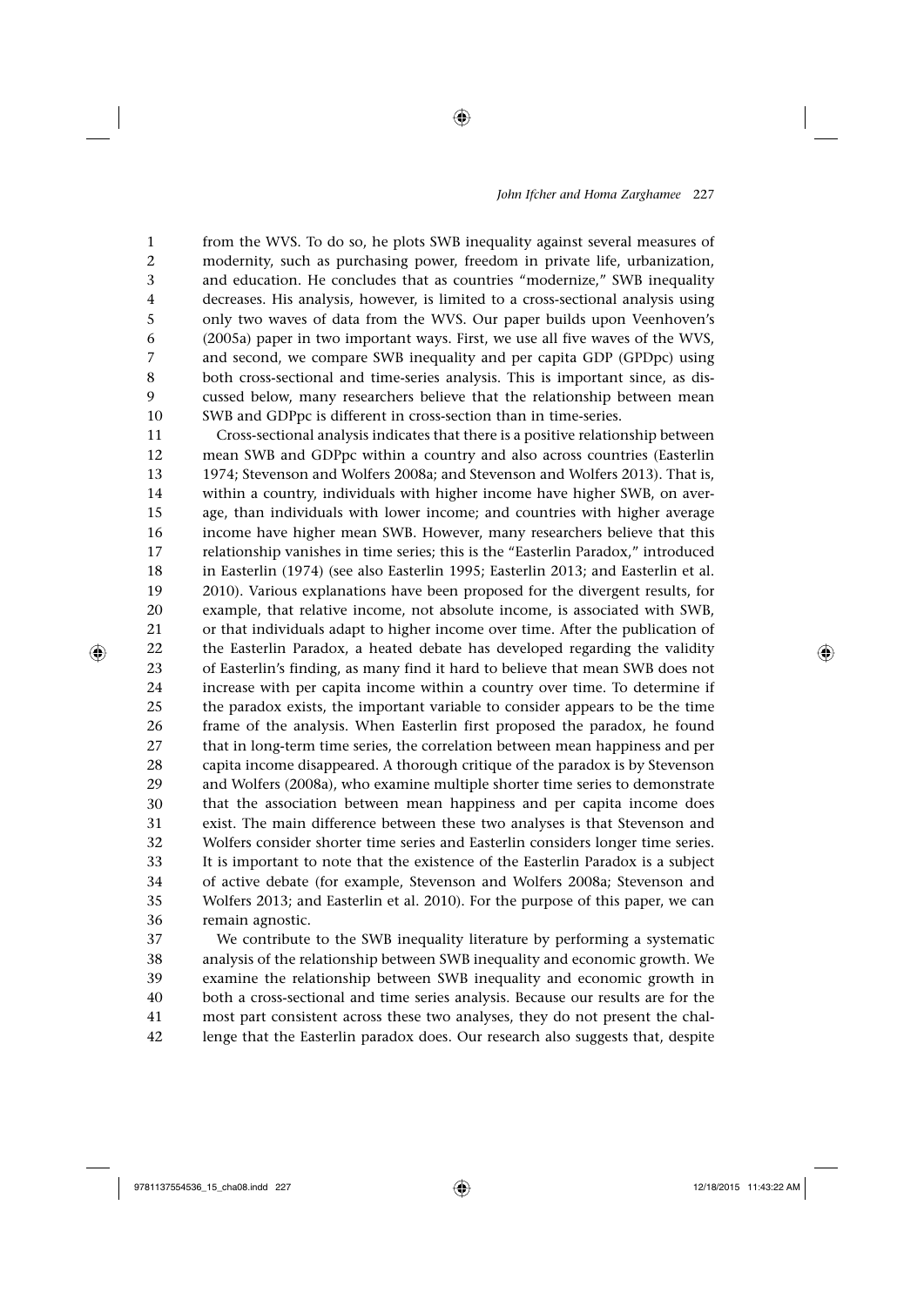from the WVS. To do so, he plots SWB inequality against several measures of modernity, such as purchasing power, freedom in private life, urbanization, and education. He concludes that as countries "modernize," SWB inequality decreases. His analysis, however, is limited to a cross-sectional analysis using only two waves of data from the WVS. Our paper builds upon Veenhoven's (2005a) paper in two important ways. First, we use all five waves of the WVS, and second, we compare SWB inequality and per capita GDP (GPDpc) using both cross-sectional and time-series analysis. This is important since, as discussed below, many researchers believe that the relationship between mean SWB and GDPpc is different in cross-section than in time-series.

Cross-sectional analysis indicates that there is a positive relationship between mean SWB and GDPpc within a country and also across countries (Easterlin 1974; Stevenson and Wolfers 2008a; and Stevenson and Wolfers 2013). That is, within a country, individuals with higher income have higher SWB, on average, than individuals with lower income; and countries with higher average income have higher mean SWB. However, many researchers believe that this relationship vanishes in time series; this is the "Easterlin Paradox," introduced in Easterlin (1974) (see also Easterlin 1995; Easterlin 2013; and Easterlin et al. 2010). Various explanations have been proposed for the divergent results, for example, that relative income, not absolute income, is associated with SWB, or that individuals adapt to higher income over time. After the publication of the Easterlin Paradox, a heated debate has developed regarding the validity of Easterlin's finding, as many find it hard to believe that mean SWB does not increase with per capita income within a country over time. To determine if the paradox exists, the important variable to consider appears to be the time frame of the analysis. When Easterlin first proposed the paradox, he found that in long-term time series, the correlation between mean happiness and per capita income disappeared. A thorough critique of the paradox is by Stevenson and Wolfers (2008a), who examine multiple shorter time series to demonstrate that the association between mean happiness and per capita income does exist. The main difference between these two analyses is that Stevenson and Wolfers consider shorter time series and Easterlin considers longer time series. It is important to note that the existence of the Easterlin Paradox is a subject of active debate (for example, Stevenson and Wolfers 2008a; Stevenson and Wolfers 2013; and Easterlin et al. 2010). For the purpose of this paper, we can remain agnostic.

We contribute to the SWB inequality literature by performing a systematic analysis of the relationship between SWB inequality and economic growth. We examine the relationship between SWB inequality and economic growth in both a cross-sectional and time series analysis. Because our results are for the most part consistent across these two analyses, they do not present the challenge that the Easterlin paradox does. Our research also suggests that, despite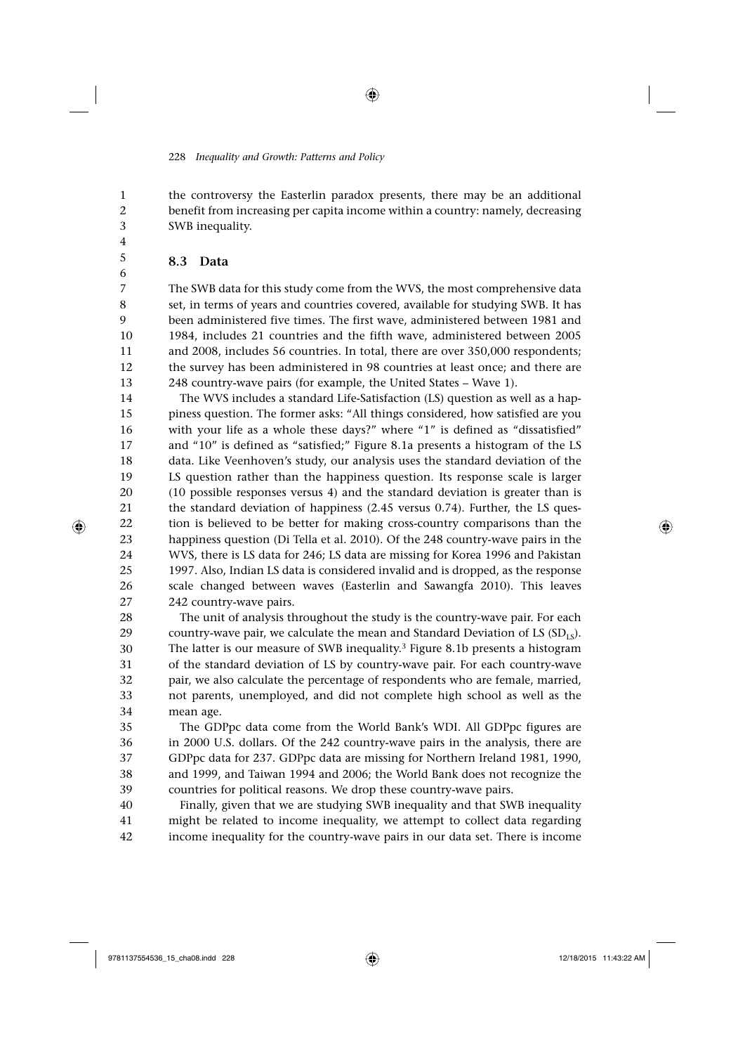the controversy the Easterlin paradox presents, there may be an additional benefit from increasing per capita income within a country: namely, decreasing SWB inequality.

## 8.3 Data

The SWB data for this study come from the WVS, the most comprehensive data set, in terms of years and countries covered, available for studying SWB. It has been administered five times. The first wave, administered between 1981 and 1984, includes 21 countries and the fifth wave, administered between 2005 and 2008, includes 56 countries. In total, there are over 350,000 respondents; the survey has been administered in 98 countries at least once; and there are 248 country-wave pairs (for example, the United States – Wave 1).

The WVS includes a standard Life-Satisfaction (LS) question as well as a happiness question. The former asks: "All things considered, how satisfied are you with your life as a whole these days?" where "1" is defined as "dissatisfied" and "10" is defined as "satisfied;" Figure 8.1a presents a histogram of the LS data. Like Veenhoven's study, our analysis uses the standard deviation of the LS question rather than the happiness question. Its response scale is larger (10 possible responses versus 4) and the standard deviation is greater than is the standard deviation of happiness (2.45 versus 0.74). Further, the LS question is believed to be better for making cross-country comparisons than the happiness question (Di Tella et al. 2010). Of the 248 country-wave pairs in the WVS, there is LS data for 246; LS data are missing for Korea 1996 and Pakistan 1997. Also, Indian LS data is considered invalid and is dropped, as the response scale changed between waves (Easterlin and Sawangfa 2010). This leaves 242 country-wave pairs.

The unit of analysis throughout the study is the country-wave pair. For each country-wave pair, we calculate the mean and Standard Deviation of LS ($SD_{LS}$). The latter is our measure of SWB inequality.[3] Figure 8.1b presents a histogram of the standard deviation of LS by country-wave pair. For each country-wave pair, we also calculate the percentage of respondents who are female, married, not parents, unemployed, and did not complete high school as well as the mean age.

The GDPpc data come from the World Bank's WDI. All GDPpc figures are in 2000 U.S. dollars. Of the 242 country-wave pairs in the analysis, there are GDPpc data for 237. GDPpc data are missing for Northern Ireland 1981, 1990, and 1999, and Taiwan 1994 and 2006; the World Bank does not recognize the countries for political reasons. We drop these country-wave pairs.

Finally, given that we are studying SWB inequality and that SWB inequality might be related to income inequality, we attempt to collect data regarding income inequality for the country-wave pairs in our data set. There is income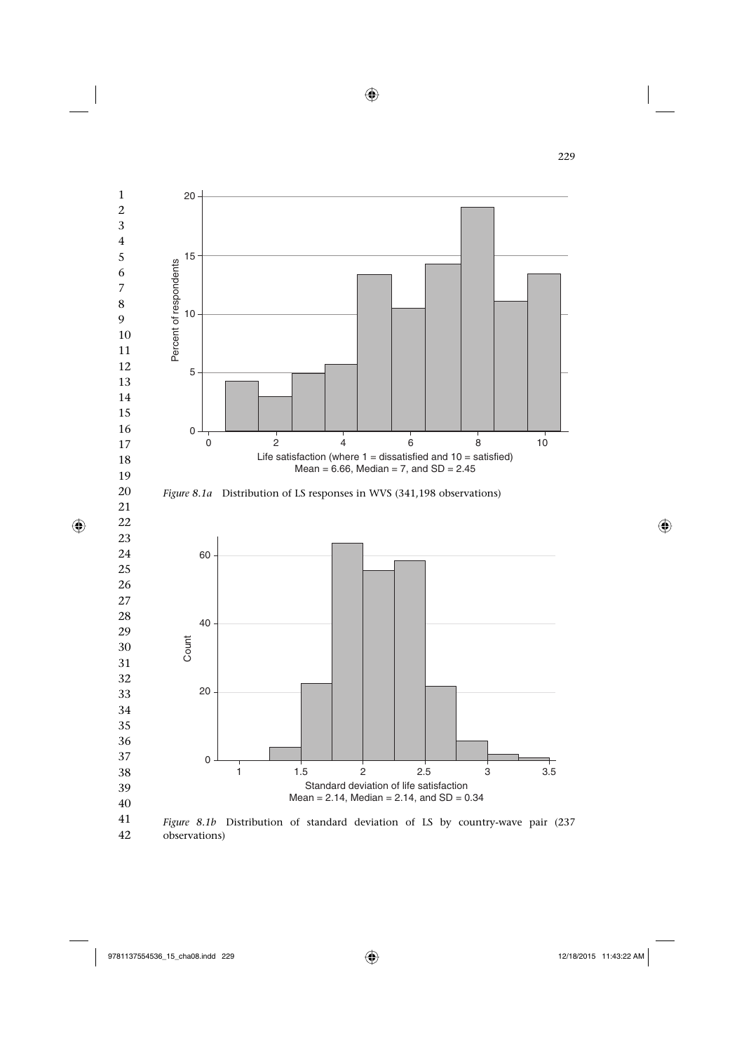*Figure 8.1a* Distribution of LS responses in WVS (341,198 observations)

*Figure 8.1b* Distribution of standard deviation of LS by country-wave pair (237 observations)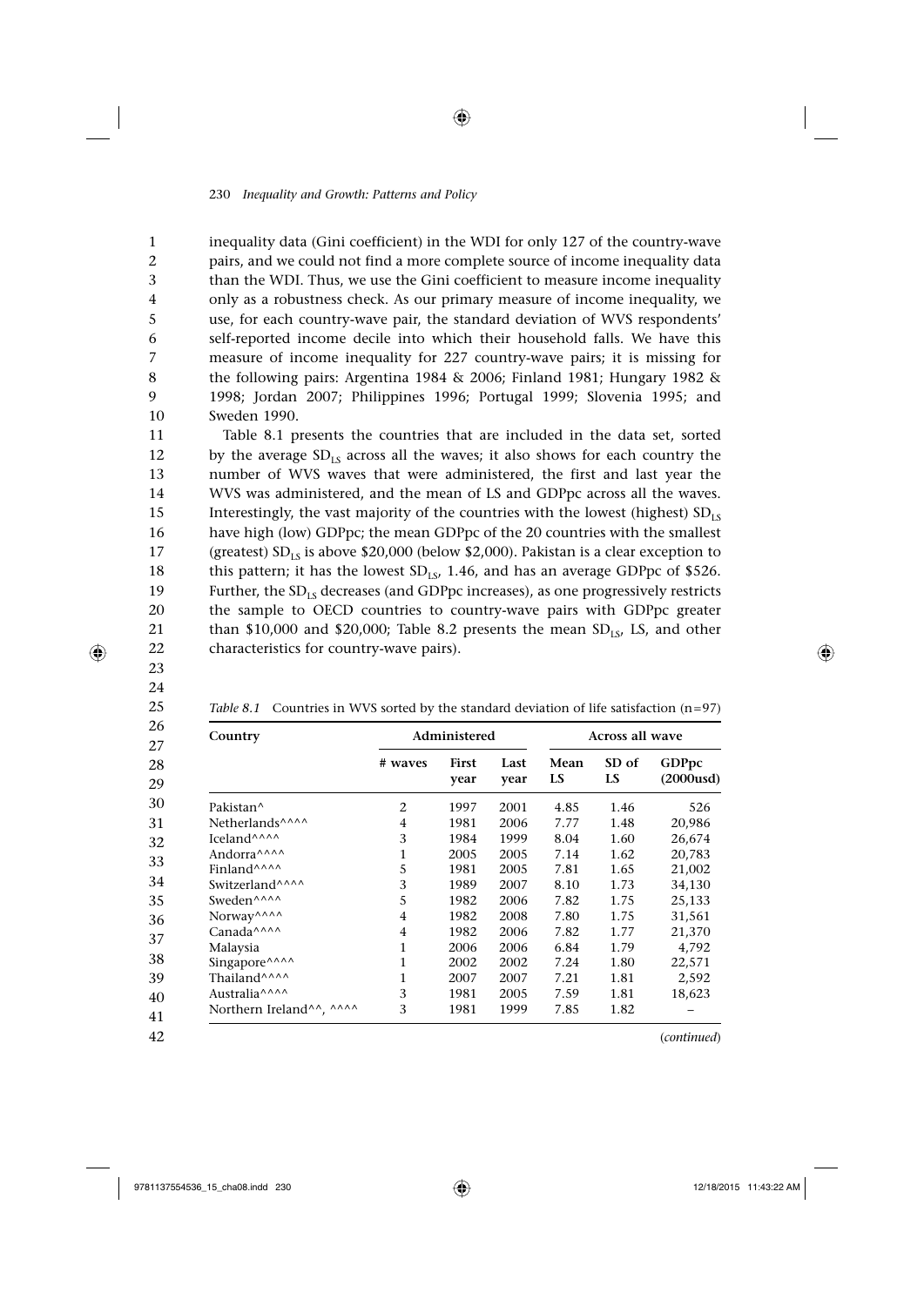inequality data (Gini coefficient) in the WDI for only 127 of the country-wave pairs, and we could not find a more complete source of income inequality data than the WDI. Thus, we use the Gini coefficient to measure income inequality only as a robustness check. As our primary measure of income inequality, we use, for each country-wave pair, the standard deviation of WVS respondents' self-reported income decile into which their household falls. We have this measure of income inequality for 227 country-wave pairs; it is missing for the following pairs: Argentina 1984 & 2006; Finland 1981; Hungary 1982 & 1998; Jordan 2007; Philippines 1996; Portugal 1999; Slovenia 1995; and Sweden 1990.

Table 8.1 presents the countries that are included in the data set, sorted by the average $SD_{LS}$ across all the waves; it also shows for each country the number of WVS waves that were administered, the first and last year the WVS was administered, and the mean of LS and GDPpc across all the waves. Interestingly, the vast majority of the countries with the lowest (highest) $SD_{LS}$ have high (low) GDPpc; the mean GDPpc of the 20 countries with the smallest (greatest) $SD_{LS}$ is above \$20,000 (below \$2,000). Pakistan is a clear exception to this pattern; it has the lowest $SD_{LS}$, 1.46, and has an average GDPpc of \$526. Further, the $SD_{LS}$ decreases (and GDPpc increases), as one progressively restricts the sample to OECD countries to country-wave pairs with GDPpc greater than \$10,000 and \$20,000; Table 8.2 presents the mean $SD_{LS}$, LS, and other characteristics for country-wave pairs).

*Table 8.1* Countries in WVS sorted by the standard deviation of life satisfaction (n=97)

| Country | Administered | | | Across all wave | | |
|---|---|---|---|---|---|---|
| | # waves | First year | Last year | Mean LS | SD of LS | GDPpc (2000usd) |
| Pakistan^ | 2 | 1997 | 2001 | 4.85 | 1.46 | 526 |
| Netherlands^^^^ | 4 | 1981 | 2006 | 7.77 | 1.48 | 20,986 |
| Iceland^^^^ | 3 | 1984 | 1999 | 8.04 | 1.60 | 26,674 |
| Andorra^^^^ | 1 | 2005 | 2005 | 7.14 | 1.62 | 20,783 |
| Finland^^^^ | 5 | 1981 | 2005 | 7.81 | 1.65 | 21,002 |
| Switzerland^^^^ | 3 | 1989 | 2007 | 8.10 | 1.73 | 34,130 |
| Sweden^^^^ | 5 | 1982 | 2006 | 7.82 | 1.75 | 25,133 |
| Norway^^^^ | 4 | 1982 | 2008 | 7.80 | 1.75 | 31,561 |
| Canada^^^^ | 4 | 1982 | 2006 | 7.82 | 1.77 | 21,370 |
| Malaysia | 1 | 2006 | 2006 | 6.84 | 1.79 | 4,792 |
| Singapore^^^^ | 1 | 2002 | 2002 | 7.24 | 1.80 | 22,571 |
| Thailand^^^^ | 1 | 2007 | 2007 | 7.21 | 1.81 | 2,592 |
| Australia^^^^ | 3 | 1981 | 2005 | 7.59 | 1.81 | 18,623 |
| Northern Ireland^^, ^^^^ | 3 | 1981 | 1999 | 7.85 | 1.82 | – |

(*continued*)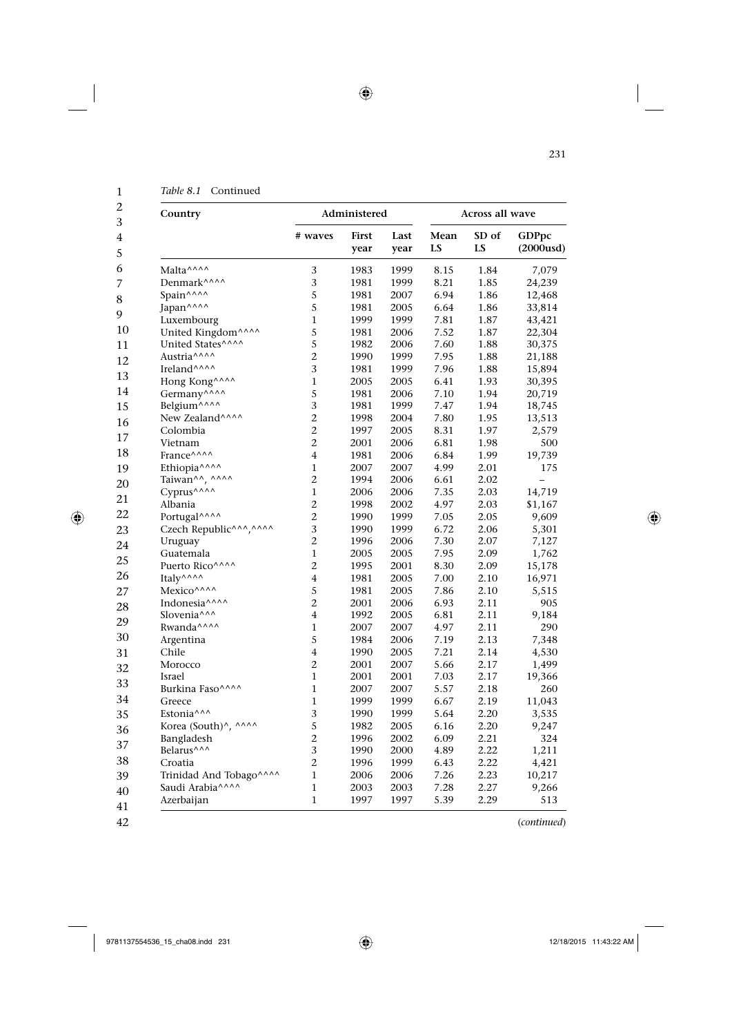*Table 8.1* Continued

| Country | Administered | | | Across all wave | | |
|---|---|---|---|---|---|---|
| | # waves | First year | Last year | Mean LS | SD of LS | GDPpc (2000usd) |
| Malta^^^^ | 3 | 1983 | 1999 | 8.15 | 1.84 | 7,079 |
| Denmark^^^^ | 3 | 1981 | 1999 | 8.21 | 1.85 | 24,239 |
| Spain^^^^ | 5 | 1981 | 2007 | 6.94 | 1.86 | 12,468 |
| Japan^^^^ | 5 | 1981 | 2005 | 6.64 | 1.86 | 33,814 |
| Luxembourg | 1 | 1999 | 1999 | 7.81 | 1.87 | 43,421 |
| United Kingdom^^^^ | 5 | 1981 | 2006 | 7.52 | 1.87 | 22,304 |
| United States^^^^ | 5 | 1982 | 2006 | 7.60 | 1.88 | 30,375 |
| Austria^^^^ | 2 | 1990 | 1999 | 7.95 | 1.88 | 21,188 |
| Ireland^^^^ | 3 | 1981 | 1999 | 7.96 | 1.88 | 15,894 |
| Hong Kong^^^^ | 1 | 2005 | 2005 | 6.41 | 1.93 | 30,395 |
| Germany^^^^ | 5 | 1981 | 2006 | 7.10 | 1.94 | 20,719 |
| Belgium^^^^ | 3 | 1981 | 1999 | 7.47 | 1.94 | 18,745 |
| New Zealand^^^^ | 2 | 1998 | 2004 | 7.80 | 1.95 | 13,513 |
| Colombia | 2 | 1997 | 2005 | 8.31 | 1.97 | 2,579 |
| Vietnam | 2 | 2001 | 2006 | 6.81 | 1.98 | 500 |
| France^^^^ | 4 | 1981 | 2006 | 6.84 | 1.99 | 19,739 |
| Ethiopia^^^^ | 1 | 2007 | 2007 | 4.99 | 2.01 | 175 |
| Taiwan^^, ^^^^ | 2 | 1994 | 2006 | 6.61 | 2.02 | – |
| Cyprus^^^^ | 1 | 2006 | 2006 | 7.35 | 2.03 | 14,719 |
| Albania | 2 | 1998 | 2002 | 4.97 | 2.03 | $1,167 |
| Portugal^^^^ | 2 | 1990 | 1999 | 7.05 | 2.05 | 9,609 |
| Czech Republic^^^,^^^^ | 3 | 1990 | 1999 | 6.72 | 2.06 | 5,301 |
| Uruguay | 2 | 1996 | 2006 | 7.30 | 2.07 | 7,127 |
| Guatemala | 1 | 2005 | 2005 | 7.95 | 2.09 | 1,762 |
| Puerto Rico^^^^ | 2 | 1995 | 2001 | 8.30 | 2.09 | 15,178 |
| Italy^^^^ | 4 | 1981 | 2005 | 7.00 | 2.10 | 16,971 |
| Mexico^^^^ | 5 | 1981 | 2005 | 7.86 | 2.10 | 5,515 |
| Indonesia^^^^ | 2 | 2001 | 2006 | 6.93 | 2.11 | 905 |
| Slovenia^^^ | 4 | 1992 | 2005 | 6.81 | 2.11 | 9,184 |
| Rwanda^^^^ | 1 | 2007 | 2007 | 4.97 | 2.11 | 290 |
| Argentina | 5 | 1984 | 2006 | 7.19 | 2.13 | 7,348 |
| Chile | 4 | 1990 | 2005 | 7.21 | 2.14 | 4,530 |
| Morocco | 2 | 2001 | 2007 | 5.66 | 2.17 | 1,499 |
| Israel | 1 | 2001 | 2001 | 7.03 | 2.17 | 19,366 |
| Burkina Faso^^^^ | 1 | 2007 | 2007 | 5.57 | 2.18 | 260 |
| Greece | 1 | 1999 | 1999 | 6.67 | 2.19 | 11,043 |
| Estonia^^^ | 3 | 1990 | 1999 | 5.64 | 2.20 | 3,535 |
| Korea (South)^, ^^^^ | 5 | 1982 | 2005 | 6.16 | 2.20 | 9,247 |
| Bangladesh | 2 | 1996 | 2002 | 6.09 | 2.21 | 324 |
| Belarus^^^ | 3 | 1990 | 2000 | 4.89 | 2.22 | 1,211 |
| Croatia | 2 | 1996 | 1999 | 6.43 | 2.22 | 4,421 |
| Trinidad And Tobago^^^^ | 1 | 2006 | 2006 | 7.26 | 2.23 | 10,217 |
| Saudi Arabia^^^^ | 1 | 2003 | 2003 | 7.28 | 2.27 | 9,266 |
| Azerbaijan | 1 | 1997 | 1997 | 5.39 | 2.29 | 513 |

(*continued*)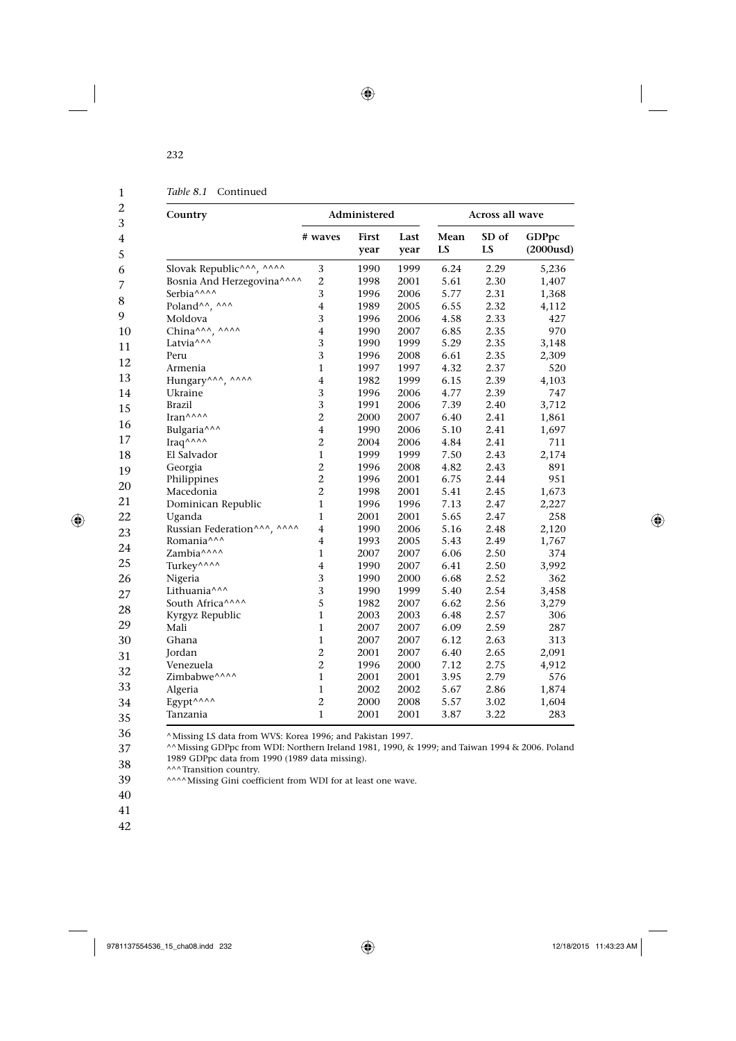*Table 8.1* Continued

| Country | Administered | | | Across all wave | | |
|---|---|---|---|---|---|---|
| | # waves | First year | Last year | Mean LS | SD of LS | GDPpc (2000usd) |
| Slovak Republic^^^, ^^^^ | 3 | 1990 | 1999 | 6.24 | 2.29 | 5,236 |
| Bosnia And Herzegovina^^^^ | 2 | 1998 | 2001 | 5.61 | 2.30 | 1,407 |
| Serbia^^^^ | 3 | 1996 | 2006 | 5.77 | 2.31 | 1,368 |
| Poland^^, ^^^ | 4 | 1989 | 2005 | 6.55 | 2.32 | 4,112 |
| Moldova | 3 | 1996 | 2006 | 4.58 | 2.33 | 427 |
| China^^^, ^^^^ | 4 | 1990 | 2007 | 6.85 | 2.35 | 970 |
| Latvia^^^ | 3 | 1990 | 1999 | 5.29 | 2.35 | 3,148 |
| Peru | 3 | 1996 | 2008 | 6.61 | 2.35 | 2,309 |
| Armenia | 1 | 1997 | 1997 | 4.32 | 2.37 | 520 |
| Hungary^^^, ^^^^ | 4 | 1982 | 1999 | 6.15 | 2.39 | 4,103 |
| Ukraine | 3 | 1996 | 2006 | 4.77 | 2.39 | 747 |
| Brazil | 3 | 1991 | 2006 | 7.39 | 2.40 | 3,712 |
| Iran^^^^ | 2 | 2000 | 2007 | 6.40 | 2.41 | 1,861 |
| Bulgaria^^^ | 4 | 1990 | 2006 | 5.10 | 2.41 | 1,697 |
| Iraq^^^^ | 2 | 2004 | 2006 | 4.84 | 2.41 | 711 |
| El Salvador | 1 | 1999 | 1999 | 7.50 | 2.43 | 2,174 |
| Georgia | 2 | 1996 | 2008 | 4.82 | 2.43 | 891 |
| Philippines | 2 | 1996 | 2001 | 6.75 | 2.44 | 951 |
| Macedonia | 2 | 1998 | 2001 | 5.41 | 2.45 | 1,673 |
| Dominican Republic | 1 | 1996 | 1996 | 7.13 | 2.47 | 2,227 |
| Uganda | 1 | 2001 | 2001 | 5.65 | 2.47 | 258 |
| Russian Federation^^^, ^^^^ | 4 | 1990 | 2006 | 5.16 | 2.48 | 2,120 |
| Romania^^^ | 4 | 1993 | 2005 | 5.43 | 2.49 | 1,767 |
| Zambia^^^^ | 1 | 2007 | 2007 | 6.06 | 2.50 | 374 |
| Turkey^^^^ | 4 | 1990 | 2007 | 6.41 | 2.50 | 3,992 |
| Nigeria | 3 | 1990 | 2000 | 6.68 | 2.52 | 362 |
| Lithuania^^^ | 3 | 1990 | 1999 | 5.40 | 2.54 | 3,458 |
| South Africa^^^^ | 5 | 1982 | 2007 | 6.62 | 2.56 | 3,279 |
| Kyrgyz Republic | 1 | 2003 | 2003 | 6.48 | 2.57 | 306 |
| Mali | 1 | 2007 | 2007 | 6.09 | 2.59 | 287 |
| Ghana | 1 | 2007 | 2007 | 6.12 | 2.63 | 313 |
| Jordan | 2 | 2001 | 2007 | 6.40 | 2.65 | 2,091 |
| Venezuela | 2 | 1996 | 2000 | 7.12 | 2.75 | 4,912 |
| Zimbabwe^^^^ | 1 | 2001 | 2001 | 3.95 | 2.79 | 576 |
| Algeria | 1 | 2002 | 2002 | 5.67 | 2.86 | 1,874 |
| Egypt^^^^ | 2 | 2000 | 2008 | 5.57 | 3.02 | 1,604 |
| Tanzania | 1 | 2001 | 2001 | 3.87 | 3.22 | 283 |

^Missing LS data from WVS: Korea 1996; and Pakistan 1997.
^^Missing GDPpc from WDI: Northern Ireland 1981, 1990, & 1999; and Taiwan 1994 & 2006. Poland 1989 GDPpc data from 1990 (1989 data missing).
^^^Transition country.
^^^^Missing Gini coefficient from WDI for at least one wave.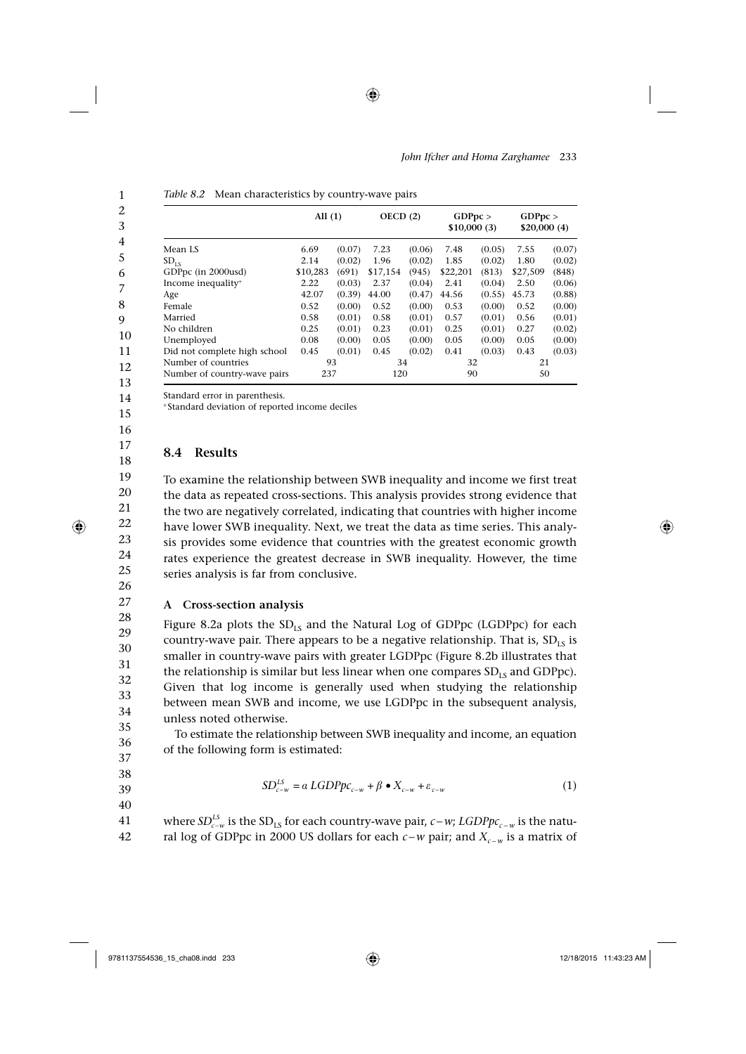*Table 8.2* Mean characteristics by country-wave pairs

| | All (1) | | OECD (2) | | GDPpc > \$10,000 (3) | | GDPpc > \$20,000 (4) | |
|---|---|---|---|---|---|---|---|---|
| Mean LS | 6.69 | (0.07) | 7.23 | (0.06) | 7.48 | (0.05) | 7.55 | (0.07) |
| $SD_{LS}$ | 2.14 | (0.02) | 1.96 | (0.02) | 1.85 | (0.02) | 1.80 | (0.02) |
| GDPpc (in 2000usd) | \$10,283 | (691) | \$17,154 | (945) | \$22,201 | (813) | \$27,509 | (848) |
| Income inequality[+] | 2.22 | (0.03) | 2.37 | (0.04) | 2.41 | (0.04) | 2.50 | (0.06) |
| Age | 42.07 | (0.39) | 44.00 | (0.47) | 44.56 | (0.55) | 45.73 | (0.88) |
| Female | 0.52 | (0.00) | 0.52 | (0.00) | 0.53 | (0.00) | 0.52 | (0.00) |
| Married | 0.58 | (0.01) | 0.58 | (0.01) | 0.57 | (0.01) | 0.56 | (0.01) |
| No children | 0.25 | (0.01) | 0.23 | (0.01) | 0.25 | (0.01) | 0.27 | (0.02) |
| Unemployed | 0.08 | (0.00) | 0.05 | (0.00) | 0.05 | (0.00) | 0.05 | (0.00) |
| Did not complete high school | 0.45 | (0.01) | 0.45 | (0.02) | 0.41 | (0.03) | 0.43 | (0.03) |
| Number of countries | 93 | | 34 | | 32 | | 21 | |
| Number of country-wave pairs | 237 | | 120 | | 90 | | 50 | |

Standard error in parenthesis.
[+]Standard deviation of reported income deciles

## 8.4 Results

To examine the relationship between SWB inequality and income we first treat the data as repeated cross-sections. This analysis provides strong evidence that the two are negatively correlated, indicating that countries with higher income have lower SWB inequality. Next, we treat the data as time series. This analysis provides some evidence that countries with the greatest economic growth rates experience the greatest decrease in SWB inequality. However, the time series analysis is far from conclusive.

### A Cross-section analysis

Figure 8.2a plots the $SD_{LS}$ and the Natural Log of GDPpc (LGDPpc) for each country-wave pair. There appears to be a negative relationship. That is, $SD_{LS}$ is smaller in country-wave pairs with greater LGDPpc (Figure 8.2b illustrates that the relationship is similar but less linear when one compares $SD_{LS}$ and GDPpc). Given that log income is generally used when studying the relationship between mean SWB and income, we use LGDPpc in the subsequent analysis, unless noted otherwise.

To estimate the relationship between SWB inequality and income, an equation of the following form is estimated:

$$SD_{c-w}^{LS} = \alpha \, LGDPpc_{c-w} + \beta \bullet X_{c-w} + \varepsilon_{c-w} \tag{1}$$

where $SD_{c-w}^{LS}$ is the $SD_{LS}$ for each country-wave pair, $c-w$; $LGDPpc_{c-w}$ is the natural log of GDPpc in 2000 US dollars for each $c-w$ pair; and $X_{c-w}$ is a matrix of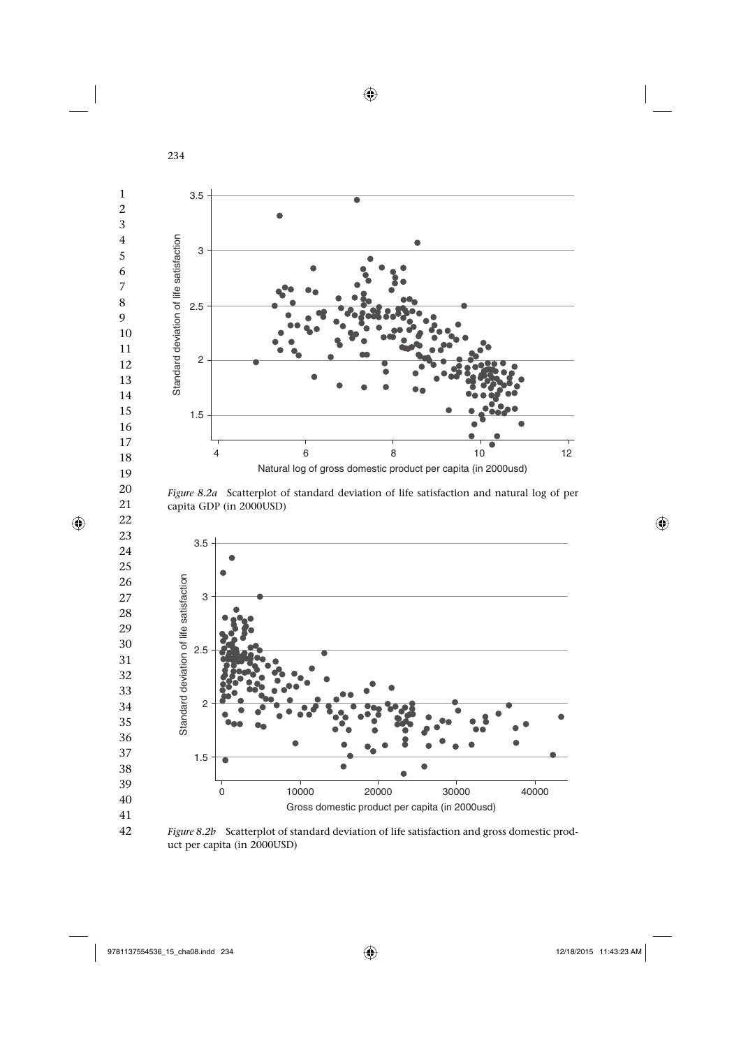*Figure 8.2a* Scatterplot of standard deviation of life satisfaction and natural log of per capita GDP (in 2000USD)

*Figure 8.2b* Scatterplot of standard deviation of life satisfaction and gross domestic product per capita (in 2000USD)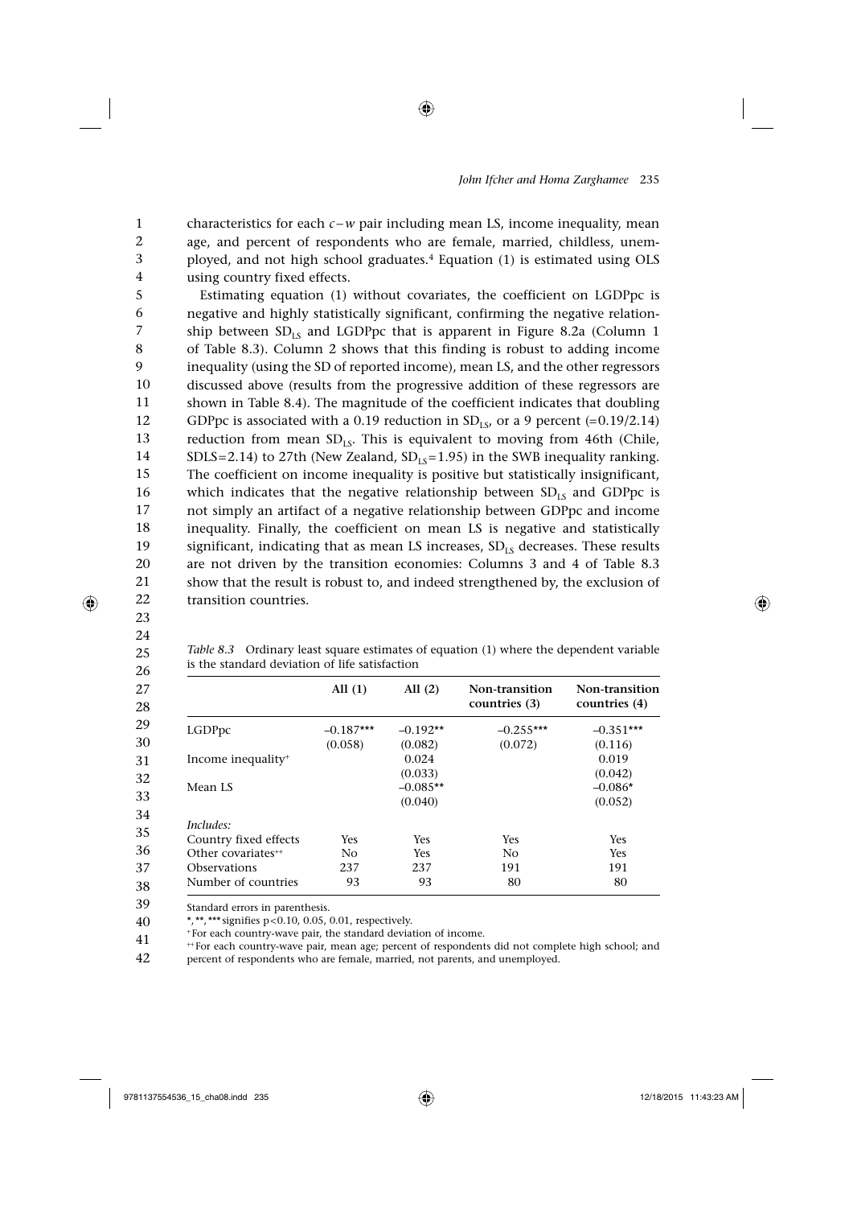characteristics for each $c-w$ pair including mean LS, income inequality, mean age, and percent of respondents who are female, married, childless, unemployed, and not high school graduates.[4] Equation (1) is estimated using OLS using country fixed effects.

Estimating equation (1) without covariates, the coefficient on LGDPpc is negative and highly statistically significant, confirming the negative relationship between $SD_{LS}$ and LGDPpc that is apparent in Figure 8.2a (Column 1 of Table 8.3). Column 2 shows that this finding is robust to adding income inequality (using the SD of reported income), mean LS, and the other regressors discussed above (results from the progressive addition of these regressors are shown in Table 8.4). The magnitude of the coefficient indicates that doubling GDPpc is associated with a 0.19 reduction in $SD_{LS}$, or a 9 percent (=0.19/2.14) reduction from mean $SD_{LS}$. This is equivalent to moving from 46th (Chile, SDLS=2.14) to 27th (New Zealand, $SD_{LS}$=1.95) in the SWB inequality ranking. The coefficient on income inequality is positive but statistically insignificant, which indicates that the negative relationship between $SD_{LS}$ and GDPpc is not simply an artifact of a negative relationship between GDPpc and income inequality. Finally, the coefficient on mean LS is negative and statistically significant, indicating that as mean LS increases, $SD_{LS}$ decreases. These results are not driven by the transition economies: Columns 3 and 4 of Table 8.3 show that the result is robust to, and indeed strengthened by, the exclusion of transition countries.

*Table 8.3* Ordinary least square estimates of equation (1) where the dependent variable is the standard deviation of life satisfaction

| | All (1) | All (2) | Non-transition countries (3) | Non-transition countries (4) |
|---|---|---|---|---|
| LGDPpc | –0.187*** | –0.192** | –0.255*** | –0.351*** |
| | (0.058) | (0.082) | (0.072) | (0.116) |
| Income inequality[+] | | 0.024 | | 0.019 |
| | | (0.033) | | (0.042) |
| Mean LS | | –0.085** | | –0.086* |
| | | (0.040) | | (0.052) |
| *Includes:* | | | | |
| Country fixed effects | Yes | Yes | Yes | Yes |
| Other covariates[++] | No | Yes | No | Yes |
| Observations | 237 | 237 | 191 | 191 |
| Number of countries | 93 | 93 | 80 | 80 |

Standard errors in parenthesis.

*, **, *** signifies $p<0.10$, 0.05, 0.01, respectively.

[+] For each country-wave pair, the standard deviation of income.

[++] For each country-wave pair, mean age; percent of respondents did not complete high school; and percent of respondents who are female, married, not parents, and unemployed.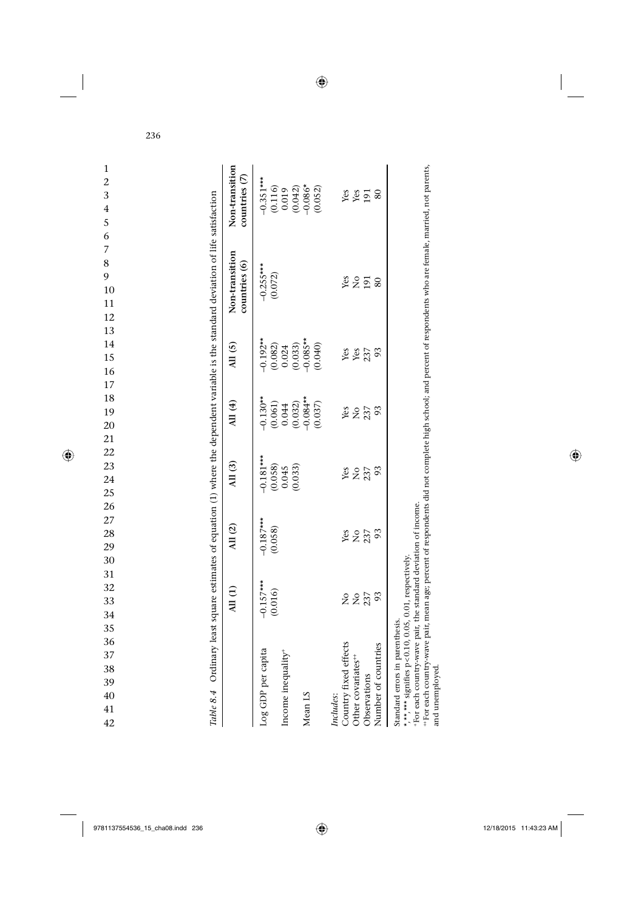*Table 8.4* Ordinary least square estimates of equation (1) where the dependent variable is the standard deviation of life satisfaction

| | All (1) | All (2) | All (3) | All (4) | All (5) | Non-transition countries (6) | Non-transition countries (7) |
|---|---|---|---|---|---|---|---|
| Log GDP per capita | −0.157*** | −0.187*** | −0.181*** | −0.130** | −0.192** | −0.255*** | −0.351*** |
| | (0.016) | (0.058) | (0.058) | (0.061) | (0.082) | (0.072) | (0.116) |
| Income inequality[+] | | | 0.045 | 0.044 | 0.024 | | 0.019 |
| | | | (0.033) | (0.032) | (0.033) | | (0.042) |
| Mean LS | | | | −0.084** | −0.085** | | −0.086* |
| | | | | (0.037) | (0.040) | | (0.052) |
| *Includes*: | | | | | | | |
| Country fixed effects | No | Yes | Yes | Yes | Yes | Yes | Yes |
| Other covariates[++] | No | No | No | No | Yes | No | Yes |
| Observations | 237 | 237 | 237 | 237 | 237 | 191 | 191 |
| Number of countries | 93 | 93 | 93 | 93 | 93 | 80 | 80 |

Standard errors in parenthesis.

*, **, *** signifies $p < 0.10$, 0.05, 0.01, respectively.

[+]For each country-wave pair, the standard deviation of income.

[++]For each country-wave pair, mean age; percent of respondents did not complete high school; and percent of respondents who are female, married, not parents, and unemployed.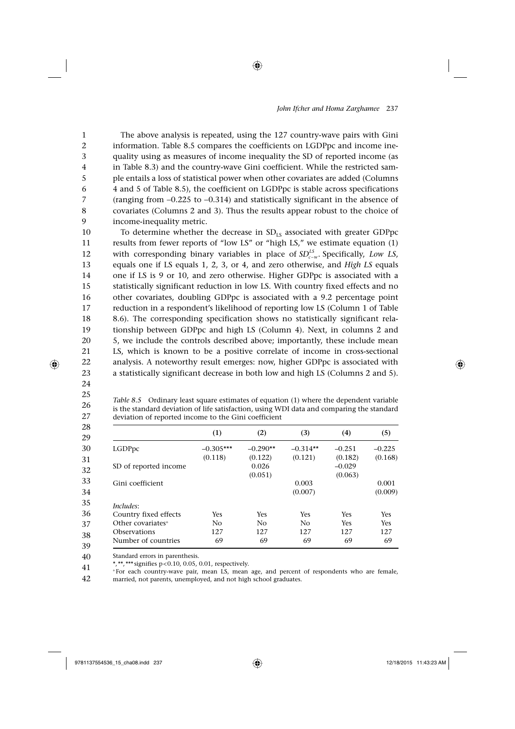The above analysis is repeated, using the 127 country-wave pairs with Gini information. Table 8.5 compares the coefficients on LGDPpc and income inequality using as measures of income inequality the SD of reported income (as in Table 8.3) and the country-wave Gini coefficient. While the restricted sample entails a loss of statistical power when other covariates are added (Columns 4 and 5 of Table 8.5), the coefficient on LGDPpc is stable across specifications (ranging from –0.225 to –0.314) and statistically significant in the absence of covariates (Columns 2 and 3). Thus the results appear robust to the choice of income-inequality metric.

To determine whether the decrease in $SD_{LS}$ associated with greater GDPpc results from fewer reports of "low LS" or "high LS," we estimate equation (1) with corresponding binary variables in place of $SD^{LS}_{c-w}$. Specifically, *Low LS*, equals one if LS equals 1, 2, 3, or 4, and zero otherwise, and *High LS* equals one if LS is 9 or 10, and zero otherwise. Higher GDPpc is associated with a statistically significant reduction in low LS. With country fixed effects and no other covariates, doubling GDPpc is associated with a 9.2 percentage point reduction in a respondent's likelihood of reporting low LS (Column 1 of Table 8.6). The corresponding specification shows no statistically significant relationship between GDPpc and high LS (Column 4). Next, in columns 2 and 5, we include the controls described above; importantly, these include mean LS, which is known to be a positive correlate of income in cross-sectional analysis. A noteworthy result emerges: now, higher GDPpc is associated with a statistically significant decrease in both low and high LS (Columns 2 and 5).

*Table 8.5* Ordinary least square estimates of equation (1) where the dependent variable is the standard deviation of life satisfaction, using WDI data and comparing the standard deviation of reported income to the Gini coefficient

| | (1) | (2) | (3) | (4) | (5) |
|---|---|---|---|---|---|
| LGDPpc | –0.305*** | –0.290** | –0.314** | –0.251 | –0.225 |
| | (0.118) | (0.122) | (0.121) | (0.182) | (0.168) |
| SD of reported income | | 0.026 | | –0.029 | |
| | | (0.051) | | (0.063) | |
| Gini coefficient | | | 0.003 | | 0.001 |
| | | | (0.007) | | (0.009) |
| *Includes*: | | | | | |
| Country fixed effects | Yes | Yes | Yes | Yes | Yes |
| Other covariates[+] | No | No | No | Yes | Yes |
| Observations | 127 | 127 | 127 | 127 | 127 |
| Number of countries | 69 | 69 | 69 | 69 | 69 |

Standard errors in parenthesis.

*, **, *** signifies $p<0.10$, 0.05, 0.01, respectively.

[+]For each country-wave pair, mean LS, mean age, and percent of respondents who are female, married, not parents, unemployed, and not high school graduates.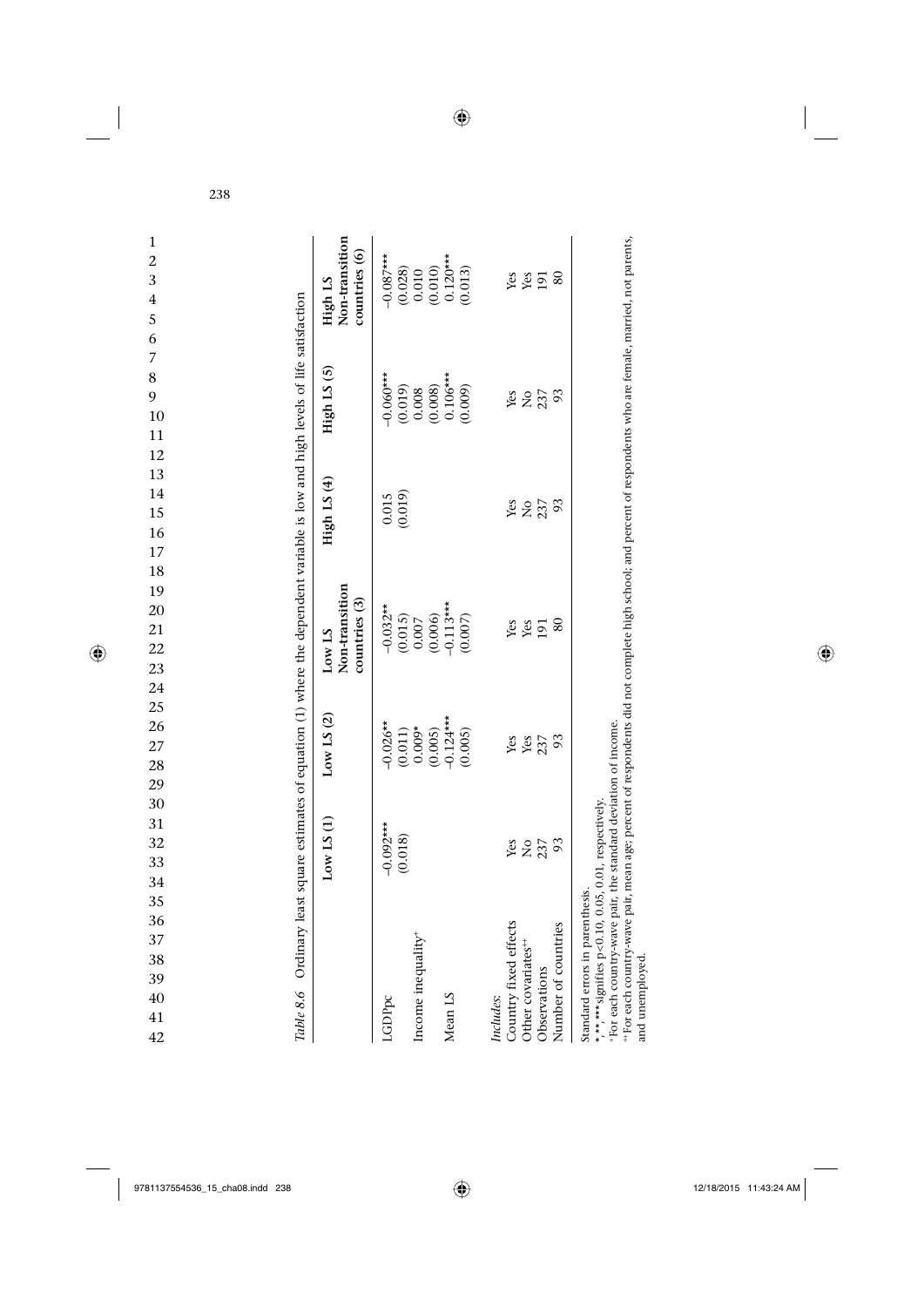Table 8.6 Ordinary least square estimates of equation (1) where the dependent variable is low and high levels of life satisfaction

| | Low LS (1) | Low LS (2) | Low LS Non-transition countries (3) | High LS (4) | High LS (5) | High LS Non-transition countries (6) |
|---|---|---|---|---|---|---|
| LGDPpc | −0.092*** | −0.026** | −0.032** | 0.015 | −0.060*** | −0.087*** |
| | (0.018) | (0.011) | (0.015) | (0.019) | (0.019) | (0.028) |
| Income inequality⁺ | | 0.009* | 0.007 | | 0.008 | 0.010 |
| | | (0.005) | (0.006) | | (0.008) | (0.010) |
| Mean LS | | −0.124*** | −0.113*** | | 0.106*** | 0.120*** |
| | | (0.005) | (0.007) | | (0.009) | (0.013) |
| *Includes*: | | | | | | |
| Country fixed effects | Yes | Yes | Yes | Yes | Yes | Yes |
| Other covariates⁺⁺ | No | Yes | Yes | No | No | Yes |
| Observations | 237 | 237 | 191 | 237 | 237 | 191 |
| Number of countries | 93 | 93 | 80 | 93 | 93 | 80 |

Standard errors in parenthesis.
*, **, *** signifies p<0.10, 0.05, 0.01, respectively.
⁺For each country-wave pair, the standard deviation of income.
⁺⁺For each country-wave pair, mean age; percent of respondents did not complete high school; and percent of respondents who are female, married, not parents, and unemployed.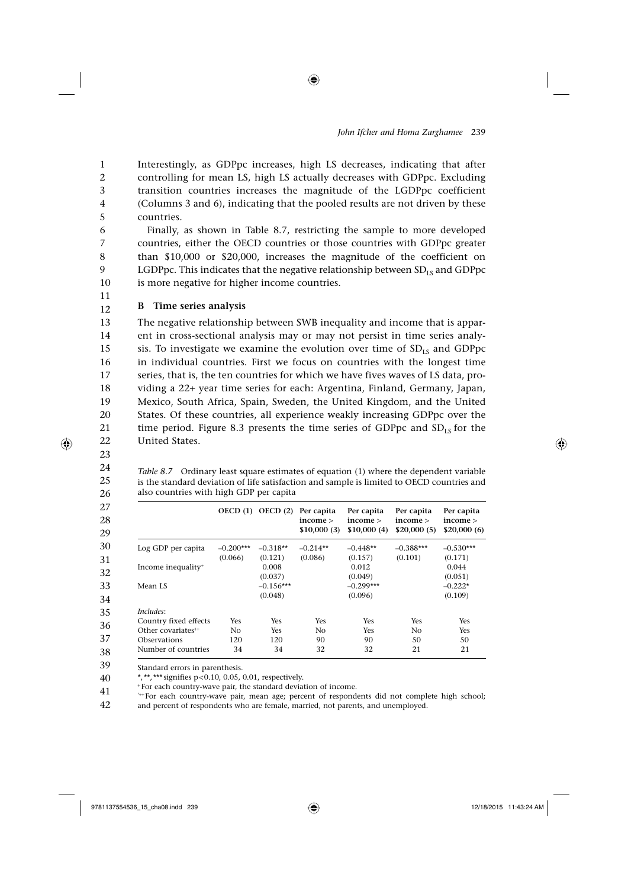Interestingly, as GDPpc increases, high LS decreases, indicating that after controlling for mean LS, high LS actually decreases with GDPpc. Excluding transition countries increases the magnitude of the LGDPpc coefficient (Columns 3 and 6), indicating that the pooled results are not driven by these countries.

Finally, as shown in Table 8.7, restricting the sample to more developed countries, either the OECD countries or those countries with GDPpc greater than \$10,000 or \$20,000, increases the magnitude of the coefficient on LGDPpc. This indicates that the negative relationship between $SD_{LS}$ and GDPpc is more negative for higher income countries.

### B Time series analysis

The negative relationship between SWB inequality and income that is apparent in cross-sectional analysis may or may not persist in time series analysis. To investigate we examine the evolution over time of $SD_{LS}$ and GDPpc in individual countries. First we focus on countries with the longest time series, that is, the ten countries for which we have fives waves of LS data, providing a 22+ year time series for each: Argentina, Finland, Germany, Japan, Mexico, South Africa, Spain, Sweden, the United Kingdom, and the United States. Of these countries, all experience weakly increasing GDPpc over the time period. Figure 8.3 presents the time series of GDPpc and $SD_{LS}$ for the United States.

*Table 8.7* Ordinary least square estimates of equation (1) where the dependent variable is the standard deviation of life satisfaction and sample is limited to OECD countries and also countries with high GDP per capita

| | OECD (1) | OECD (2) | Per capita income > \$10,000 (3) | Per capita income > \$10,000 (4) | Per capita income > \$20,000 (5) | Per capita income > \$20,000 (6) |
|---|---|---|---|---|---|---|
| Log GDP per capita | –0.200*** | –0.318** | –0.214** | –0.448** | –0.388*** | –0.530*** |
| | (0.066) | (0.121) | (0.086) | (0.157) | (0.101) | (0.171) |
| Income inequality⁺ | | 0.008 | | 0.012 | | 0.044 |
| | | (0.037) | | (0.049) | | (0.051) |
| Mean LS | | –0.156*** | | –0.299*** | | –0.222* |
| | | (0.048) | | (0.096) | | (0.109) |
| *Includes*: | | | | | | |
| Country fixed effects | Yes | Yes | Yes | Yes | Yes | Yes |
| Other covariates⁺⁺ | No | Yes | No | Yes | No | Yes |
| Observations | 120 | 120 | 90 | 90 | 50 | 50 |
| Number of countries | 34 | 34 | 32 | 32 | 21 | 21 |

Standard errors in parenthesis.

*, **, *** signifies p<0.10, 0.05, 0.01, respectively.

⁺For each country-wave pair, the standard deviation of income.

⁺⁺For each country-wave pair, mean age; percent of respondents did not complete high school; and percent of respondents who are female, married, not parents, and unemployed.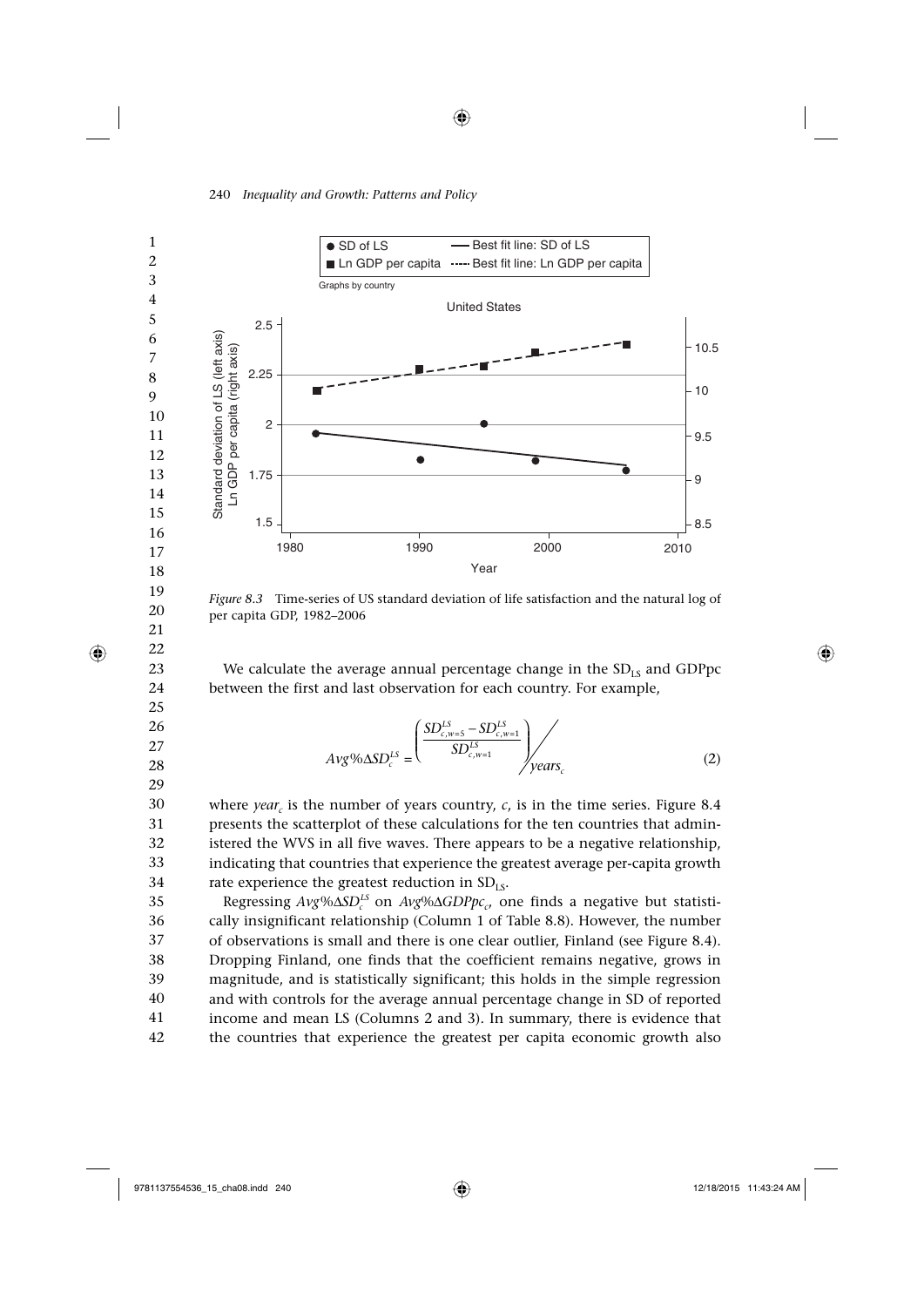*Figure 8.3* Time-series of US standard deviation of life satisfaction and the natural log of per capita GDP, 1982–2006

We calculate the average annual percentage change in the $SD_{LS}$ and GDPpc between the first and last observation for each country. For example,

$$Avg\%\Delta SD_c^{LS} = \left( \frac{SD_{c,w=5}^{LS} - SD_{c,w=1}^{LS}}{SD_{c,w=1}^{LS}} \right) \Big/ years_c \qquad (2)$$

where $year_c$ is the number of years country, $c$, is in the time series. Figure 8.4 presents the scatterplot of these calculations for the ten countries that administered the WVS in all five waves. There appears to be a negative relationship, indicating that countries that experience the greatest average per-capita growth rate experience the greatest reduction in $SD_{LS}$.

Regressing $Avg\%\Delta SD_c^{LS}$ on $Avg\%\Delta GDPpc_c$, one finds a negative but statistically insignificant relationship (Column 1 of Table 8.8). However, the number of observations is small and there is one clear outlier, Finland (see Figure 8.4). Dropping Finland, one finds that the coefficient remains negative, grows in magnitude, and is statistically significant; this holds in the simple regression and with controls for the average annual percentage change in SD of reported income and mean LS (Columns 2 and 3). In summary, there is evidence that the countries that experience the greatest per capita economic growth also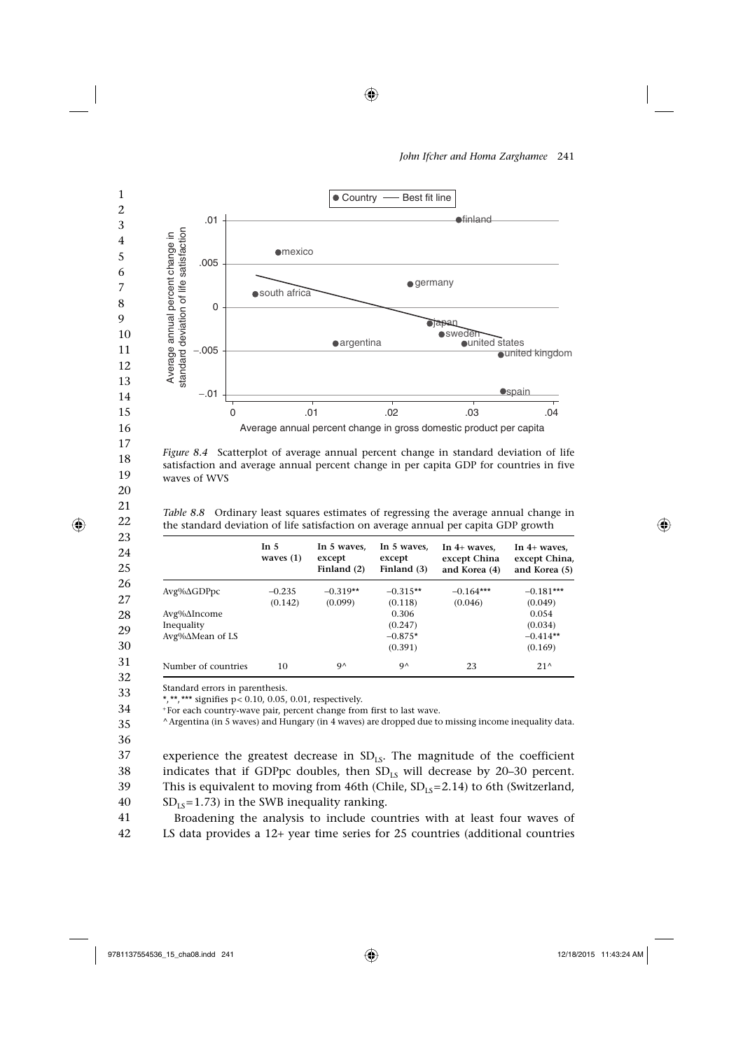*Figure 8.4* Scatterplot of average annual percent change in standard deviation of life satisfaction and average annual percent change in per capita GDP for countries in five waves of WVS

*Table 8.8* Ordinary least squares estimates of regressing the average annual change in the standard deviation of life satisfaction on average annual per capita GDP growth

| | In 5 waves (1) | In 5 waves, except Finland (2) | In 5 waves, except Finland (3) | In 4+ waves, except China and Korea (4) | In 4+ waves, except China, and Korea (5) |
|---|---|---|---|---|---|
| Avg%ΔGDPpc | −0.235 | −0.319** | −0.315** | −0.164*** | −0.181*** |
| | (0.142) | (0.099) | (0.118) | (0.046) | (0.049) |
| Avg%ΔIncome | | | 0.306 | | 0.054 |
| Inequality | | | (0.247) | | (0.034) |
| Avg%ΔMean of LS | | | −0.875* | | −0.414** |
| | | | (0.391) | | (0.169) |
| Number of countries | 10 | 9^ | 9^ | 23 | 21^ |

Standard errors in parenthesis.

*, **, *** signifies p< 0.10, 0.05, 0.01, respectively.

+For each country-wave pair, percent change from first to last wave.

^Argentina (in 5 waves) and Hungary (in 4 waves) are dropped due to missing income inequality data.

experience the greatest decrease in $SD_{LS}$. The magnitude of the coefficient indicates that if GDPpc doubles, then $SD_{LS}$ will decrease by 20–30 percent. This is equivalent to moving from 46th (Chile, $SD_{LS}$=2.14) to 6th (Switzerland, $SD_{LS}$=1.73) in the SWB inequality ranking.

Broadening the analysis to include countries with at least four waves of LS data provides a 12+ year time series for 25 countries (additional countries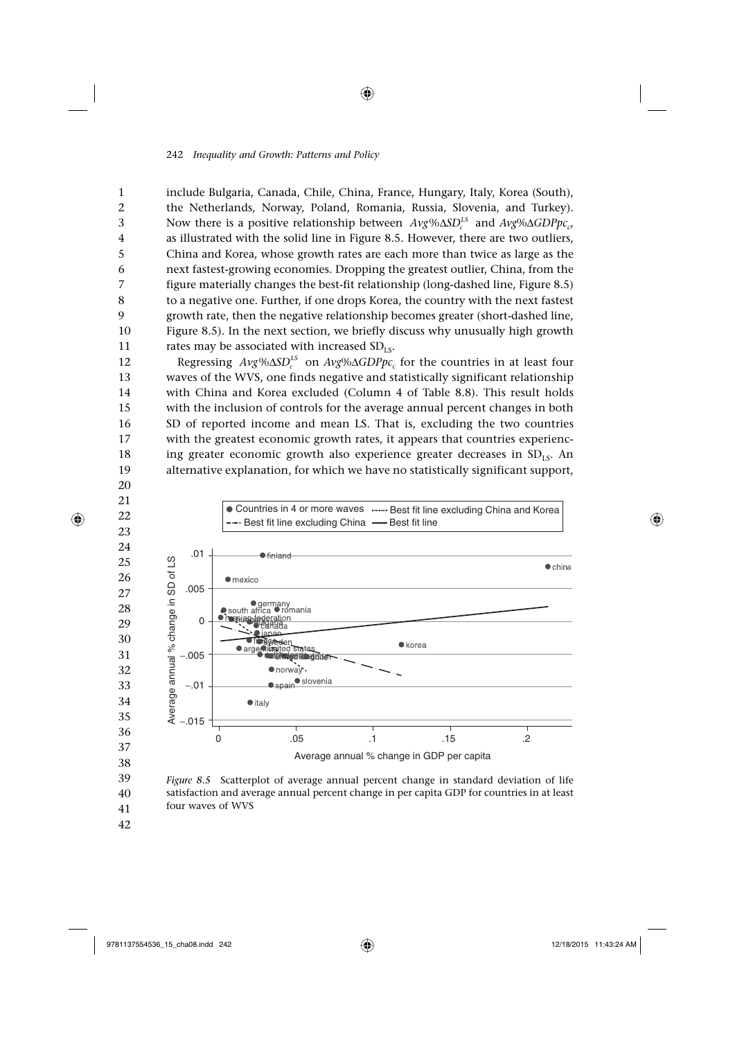include Bulgaria, Canada, Chile, China, France, Hungary, Italy, Korea (South), the Netherlands, Norway, Poland, Romania, Russia, Slovenia, and Turkey). Now there is a positive relationship between $Avg\%\Delta SD_c^{LS}$ and $Avg\%\Delta GDPpc_c$, as illustrated with the solid line in Figure 8.5. However, there are two outliers, China and Korea, whose growth rates are each more than twice as large as the next fastest-growing economies. Dropping the greatest outlier, China, from the figure materially changes the best-fit relationship (long-dashed line, Figure 8.5) to a negative one. Further, if one drops Korea, the country with the next fastest growth rate, then the negative relationship becomes greater (short-dashed line, Figure 8.5). In the next section, we briefly discuss why unusually high growth rates may be associated with increased $SD_{LS}$.

Regressing $Avg\%\Delta SD_c^{LS}$ on $Avg\%\Delta GDPpc_c$ for the countries in at least four waves of the WVS, one finds negative and statistically significant relationship with China and Korea excluded (Column 4 of Table 8.8). This result holds with the inclusion of controls for the average annual percent changes in both SD of reported income and mean LS. That is, excluding the two countries with the greatest economic growth rates, it appears that countries experiencing greater economic growth also experience greater decreases in $SD_{LS}$. An alternative explanation, for which we have no statistically significant support,

*Figure 8.5* Scatterplot of average annual percent change in standard deviation of life satisfaction and average annual percent change in per capita GDP for countries in at least four waves of WVS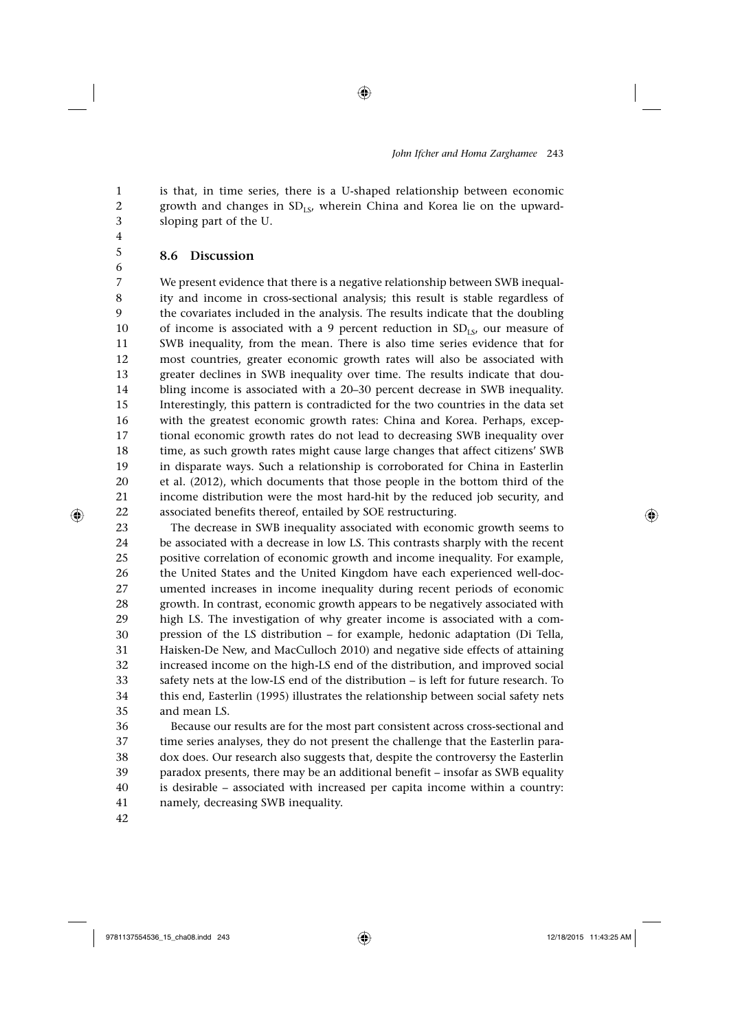is that, in time series, there is a U-shaped relationship between economic growth and changes in $SD_{LS}$, wherein China and Korea lie on the upward-sloping part of the U.

## 8.6 Discussion

We present evidence that there is a negative relationship between SWB inequality and income in cross-sectional analysis; this result is stable regardless of the covariates included in the analysis. The results indicate that the doubling of income is associated with a 9 percent reduction in $SD_{LS}$, our measure of SWB inequality, from the mean. There is also time series evidence that for most countries, greater economic growth rates will also be associated with greater declines in SWB inequality over time. The results indicate that doubling income is associated with a 20–30 percent decrease in SWB inequality. Interestingly, this pattern is contradicted for the two countries in the data set with the greatest economic growth rates: China and Korea. Perhaps, exceptional economic growth rates do not lead to decreasing SWB inequality over time, as such growth rates might cause large changes that affect citizens' SWB in disparate ways. Such a relationship is corroborated for China in Easterlin et al. (2012), which documents that those people in the bottom third of the income distribution were the most hard-hit by the reduced job security, and associated benefits thereof, entailed by SOE restructuring.

The decrease in SWB inequality associated with economic growth seems to be associated with a decrease in low LS. This contrasts sharply with the recent positive correlation of economic growth and income inequality. For example, the United States and the United Kingdom have each experienced well-documented increases in income inequality during recent periods of economic growth. In contrast, economic growth appears to be negatively associated with high LS. The investigation of why greater income is associated with a compression of the LS distribution – for example, hedonic adaptation (Di Tella, Haisken-De New, and MacCulloch 2010) and negative side effects of attaining increased income on the high-LS end of the distribution, and improved social safety nets at the low-LS end of the distribution – is left for future research. To this end, Easterlin (1995) illustrates the relationship between social safety nets and mean LS.

Because our results are for the most part consistent across cross-sectional and time series analyses, they do not present the challenge that the Easterlin paradox does. Our research also suggests that, despite the controversy the Easterlin paradox presents, there may be an additional benefit – insofar as SWB equality is desirable – associated with increased per capita income within a country: namely, decreasing SWB inequality.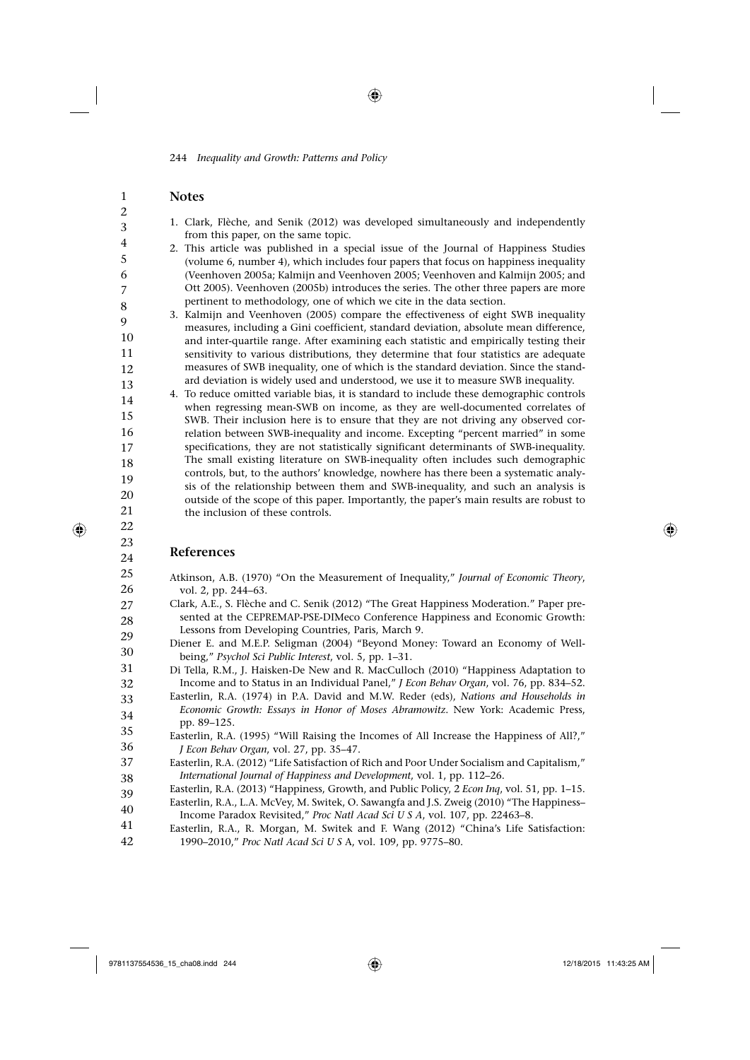## Notes

1. Clark, Flèche, and Senik (2012) was developed simultaneously and independently from this paper, on the same topic.
2. This article was published in a special issue of the Journal of Happiness Studies (volume 6, number 4), which includes four papers that focus on happiness inequality (Veenhoven 2005a; Kalmijn and Veenhoven 2005; Veenhoven and Kalmijn 2005; and Ott 2005). Veenhoven (2005b) introduces the series. The other three papers are more pertinent to methodology, one of which we cite in the data section.
3. Kalmijn and Veenhoven (2005) compare the effectiveness of eight SWB inequality measures, including a Gini coefficient, standard deviation, absolute mean difference, and inter-quartile range. After examining each statistic and empirically testing their sensitivity to various distributions, they determine that four statistics are adequate measures of SWB inequality, one of which is the standard deviation. Since the standard deviation is widely used and understood, we use it to measure SWB inequality.
4. To reduce omitted variable bias, it is standard to include these demographic controls when regressing mean-SWB on income, as they are well-documented correlates of SWB. Their inclusion here is to ensure that they are not driving any observed correlation between SWB-inequality and income. Excepting "percent married" in some specifications, they are not statistically significant determinants of SWB-inequality. The small existing literature on SWB-inequality often includes such demographic controls, but, to the authors' knowledge, nowhere has there been a systematic analysis of the relationship between them and SWB-inequality, and such an analysis is outside of the scope of this paper. Importantly, the paper's main results are robust to the inclusion of these controls.

## References

Atkinson, A.B. (1970) "On the Measurement of Inequality," *Journal of Economic Theory*, vol. 2, pp. 244–63.

Clark, A.E., S. Flèche and C. Senik (2012) "The Great Happiness Moderation." Paper presented at the CEPREMAP-PSE-DIMeco Conference Happiness and Economic Growth: Lessons from Developing Countries, Paris, March 9.

Diener E. and M.E.P. Seligman (2004) "Beyond Money: Toward an Economy of Well-being," *Psychol Sci Public Interest*, vol. 5, pp. 1–31.

Di Tella, R.M., J. Haisken-De New and R. MacCulloch (2010) "Happiness Adaptation to Income and to Status in an Individual Panel," *J Econ Behav Organ*, vol. 76, pp. 834–52.

Easterlin, R.A. (1974) in P.A. David and M.W. Reder (eds), *Nations and Households in Economic Growth: Essays in Honor of Moses Abramowitz*. New York: Academic Press, pp. 89–125.

Easterlin, R.A. (1995) "Will Raising the Incomes of All Increase the Happiness of All?," *J Econ Behav Organ*, vol. 27, pp. 35–47.

Easterlin, R.A. (2012) "Life Satisfaction of Rich and Poor Under Socialism and Capitalism," *International Journal of Happiness and Development*, vol. 1, pp. 112–26.

Easterlin, R.A. (2013) "Happiness, Growth, and Public Policy, 2 *Econ Inq*, vol. 51, pp. 1–15.

Easterlin, R.A., L.A. McVey, M. Switek, O. Sawangfa and J.S. Zweig (2010) "The Happiness–Income Paradox Revisited," *Proc Natl Acad Sci U S A*, vol. 107, pp. 22463–8.

Easterlin, R.A., R. Morgan, M. Switek and F. Wang (2012) "China's Life Satisfaction: 1990–2010," *Proc Natl Acad Sci U S A*, vol. 109, pp. 9775–80.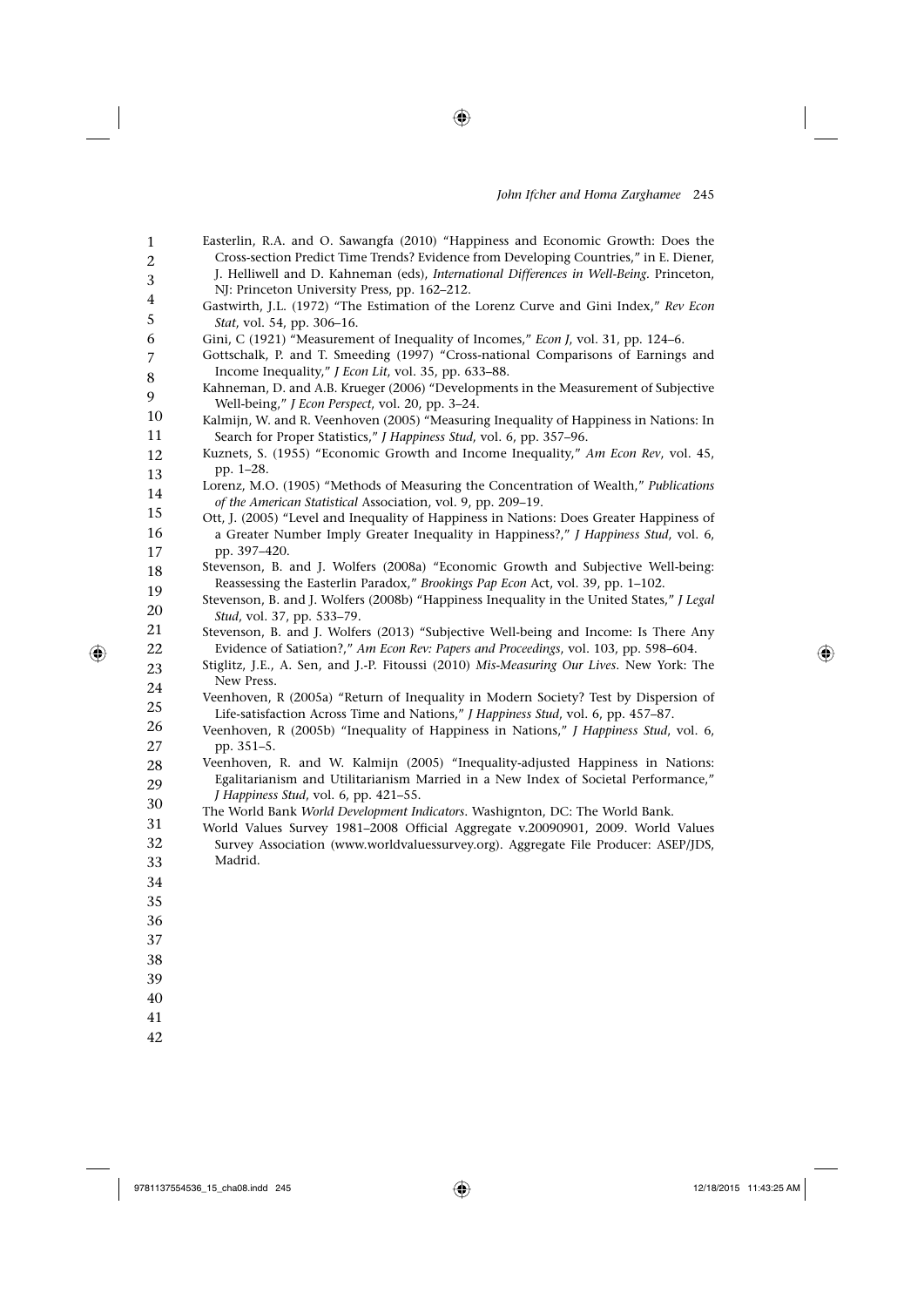Easterlin, R.A. and O. Sawangfa (2010) "Happiness and Economic Growth: Does the Cross-section Predict Time Trends? Evidence from Developing Countries," in E. Diener, J. Helliwell and D. Kahneman (eds), *International Differences in Well-Being*. Princeton, NJ: Princeton University Press, pp. 162–212.

Gastwirth, J.L. (1972) "The Estimation of the Lorenz Curve and Gini Index," *Rev Econ Stat*, vol. 54, pp. 306–16.

Gini, C (1921) "Measurement of Inequality of Incomes," *Econ J*, vol. 31, pp. 124–6.

Gottschalk, P. and T. Smeeding (1997) "Cross-national Comparisons of Earnings and Income Inequality," *J Econ Lit*, vol. 35, pp. 633–88.

Kahneman, D. and A.B. Krueger (2006) "Developments in the Measurement of Subjective Well-being," *J Econ Perspect*, vol. 20, pp. 3–24.

Kalmijn, W. and R. Veenhoven (2005) "Measuring Inequality of Happiness in Nations: In Search for Proper Statistics," *J Happiness Stud*, vol. 6, pp. 357–96.

Kuznets, S. (1955) "Economic Growth and Income Inequality," *Am Econ Rev*, vol. 45, pp. 1–28.

Lorenz, M.O. (1905) "Methods of Measuring the Concentration of Wealth," *Publications of the American Statistical* Association, vol. 9, pp. 209–19.

Ott, J. (2005) "Level and Inequality of Happiness in Nations: Does Greater Happiness of a Greater Number Imply Greater Inequality in Happiness?," *J Happiness Stud*, vol. 6, pp. 397–420.

Stevenson, B. and J. Wolfers (2008a) "Economic Growth and Subjective Well-being: Reassessing the Easterlin Paradox," *Brookings Pap Econ* Act, vol. 39, pp. 1–102.

Stevenson, B. and J. Wolfers (2008b) "Happiness Inequality in the United States," *J Legal Stud*, vol. 37, pp. 533–79.

Stevenson, B. and J. Wolfers (2013) "Subjective Well-being and Income: Is There Any Evidence of Satiation?," *Am Econ Rev: Papers and Proceedings*, vol. 103, pp. 598–604.

Stiglitz, J.E., A. Sen, and J.-P. Fitoussi (2010) *Mis-Measuring Our Lives*. New York: The New Press.

Veenhoven, R (2005a) "Return of Inequality in Modern Society? Test by Dispersion of Life-satisfaction Across Time and Nations," *J Happiness Stud*, vol. 6, pp. 457–87.

Veenhoven, R (2005b) "Inequality of Happiness in Nations," *J Happiness Stud*, vol. 6, pp. 351–5.

Veenhoven, R. and W. Kalmijn (2005) "Inequality-adjusted Happiness in Nations: Egalitarianism and Utilitarianism Married in a New Index of Societal Performance," *J Happiness Stud*, vol. 6, pp. 421–55.

The World Bank *World Development Indicators*. Washignton, DC: The World Bank.

World Values Survey 1981–2008 Official Aggregate v.20090901, 2009. World Values Survey Association (www.worldvaluessurvey.org). Aggregate File Producer: ASEP/JDS, Madrid.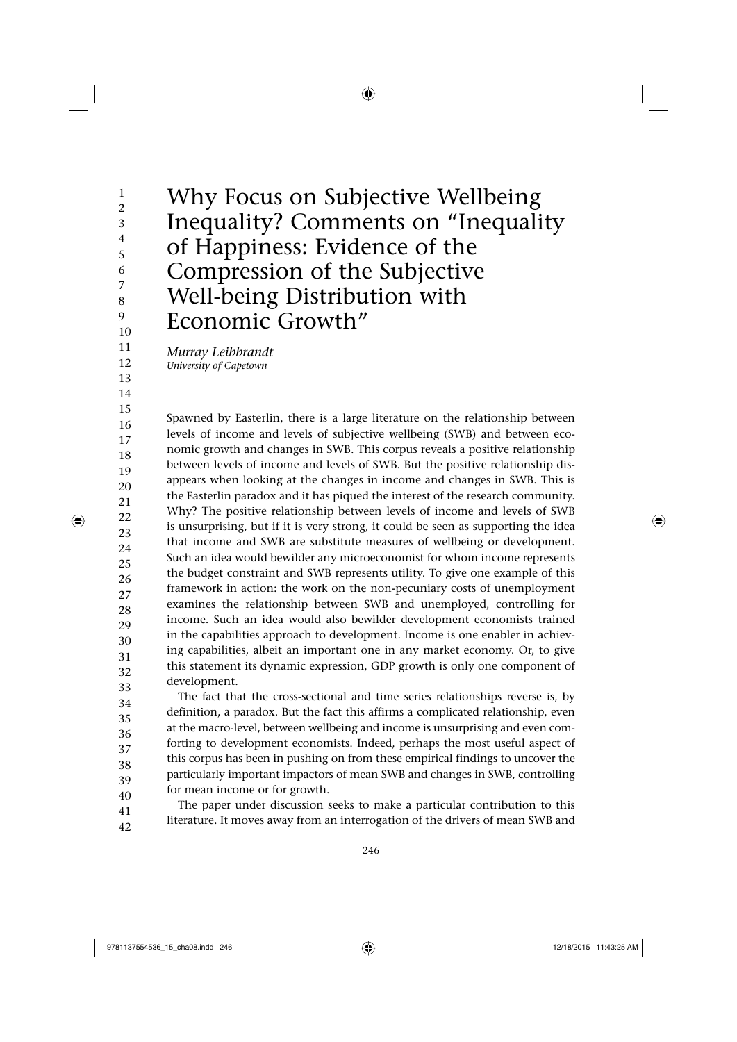# Why Focus on Subjective Wellbeing Inequality? Comments on "Inequality of Happiness: Evidence of the Compression of the Subjective Well-being Distribution with Economic Growth"

*Murray Leibbrandt*
*University of Capetown*

Spawned by Easterlin, there is a large literature on the relationship between levels of income and levels of subjective wellbeing (SWB) and between economic growth and changes in SWB. This corpus reveals a positive relationship between levels of income and levels of SWB. But the positive relationship disappears when looking at the changes in income and changes in SWB. This is the Easterlin paradox and it has piqued the interest of the research community. Why? The positive relationship between levels of income and levels of SWB is unsurprising, but if it is very strong, it could be seen as supporting the idea that income and SWB are substitute measures of wellbeing or development. Such an idea would bewilder any microeconomist for whom income represents the budget constraint and SWB represents utility. To give one example of this framework in action: the work on the non-pecuniary costs of unemployment examines the relationship between SWB and unemployed, controlling for income. Such an idea would also bewilder development economists trained in the capabilities approach to development. Income is one enabler in achieving capabilities, albeit an important one in any market economy. Or, to give this statement its dynamic expression, GDP growth is only one component of development.

The fact that the cross-sectional and time series relationships reverse is, by definition, a paradox. But the fact this affirms a complicated relationship, even at the macro-level, between wellbeing and income is unsurprising and even comforting to development economists. Indeed, perhaps the most useful aspect of this corpus has been in pushing on from these empirical findings to uncover the particularly important impactors of mean SWB and changes in SWB, controlling for mean income or for growth.

The paper under discussion seeks to make a particular contribution to this literature. It moves away from an interrogation of the drivers of mean SWB and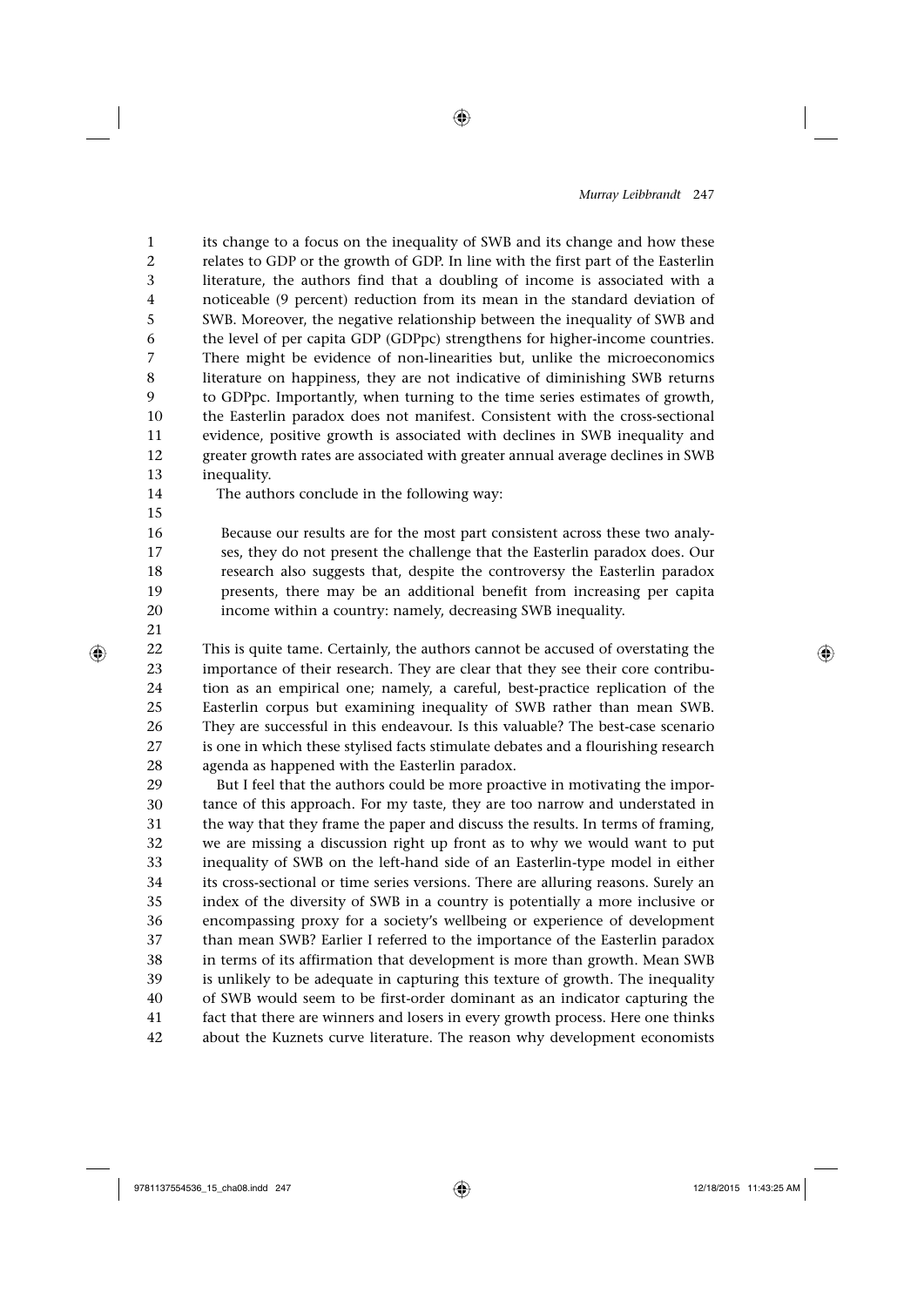its change to a focus on the inequality of SWB and its change and how these relates to GDP or the growth of GDP. In line with the first part of the Easterlin literature, the authors find that a doubling of income is associated with a noticeable (9 percent) reduction from its mean in the standard deviation of SWB. Moreover, the negative relationship between the inequality of SWB and the level of per capita GDP (GDPpc) strengthens for higher-income countries. There might be evidence of non-linearities but, unlike the microeconomics literature on happiness, they are not indicative of diminishing SWB returns to GDPpc. Importantly, when turning to the time series estimates of growth, the Easterlin paradox does not manifest. Consistent with the cross-sectional evidence, positive growth is associated with declines in SWB inequality and greater growth rates are associated with greater annual average declines in SWB inequality.

The authors conclude in the following way:

> Because our results are for the most part consistent across these two analyses, they do not present the challenge that the Easterlin paradox does. Our research also suggests that, despite the controversy the Easterlin paradox presents, there may be an additional benefit from increasing per capita income within a country: namely, decreasing SWB inequality.

This is quite tame. Certainly, the authors cannot be accused of overstating the importance of their research. They are clear that they see their core contribution as an empirical one; namely, a careful, best-practice replication of the Easterlin corpus but examining inequality of SWB rather than mean SWB. They are successful in this endeavour. Is this valuable? The best-case scenario is one in which these stylised facts stimulate debates and a flourishing research agenda as happened with the Easterlin paradox.

But I feel that the authors could be more proactive in motivating the importance of this approach. For my taste, they are too narrow and understated in the way that they frame the paper and discuss the results. In terms of framing, we are missing a discussion right up front as to why we would want to put inequality of SWB on the left-hand side of an Easterlin-type model in either its cross-sectional or time series versions. There are alluring reasons. Surely an index of the diversity of SWB in a country is potentially a more inclusive or encompassing proxy for a society's wellbeing or experience of development than mean SWB? Earlier I referred to the importance of the Easterlin paradox in terms of its affirmation that development is more than growth. Mean SWB is unlikely to be adequate in capturing this texture of growth. The inequality of SWB would seem to be first-order dominant as an indicator capturing the fact that there are winners and losers in every growth process. Here one thinks about the Kuznets curve literature. The reason why development economists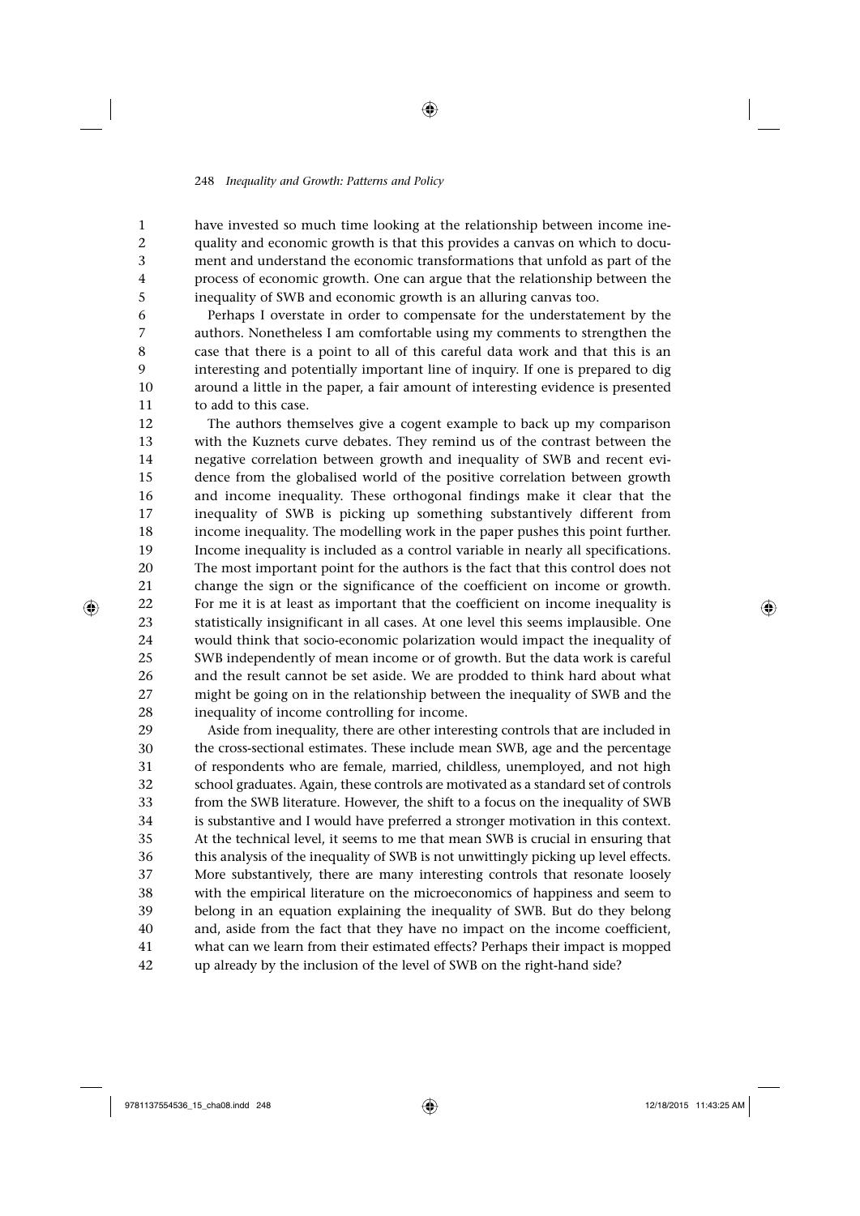have invested so much time looking at the relationship between income inequality and economic growth is that this provides a canvas on which to document and understand the economic transformations that unfold as part of the process of economic growth. One can argue that the relationship between the inequality of SWB and economic growth is an alluring canvas too.

Perhaps I overstate in order to compensate for the understatement by the authors. Nonetheless I am comfortable using my comments to strengthen the case that there is a point to all of this careful data work and that this is an interesting and potentially important line of inquiry. If one is prepared to dig around a little in the paper, a fair amount of interesting evidence is presented to add to this case.

The authors themselves give a cogent example to back up my comparison with the Kuznets curve debates. They remind us of the contrast between the negative correlation between growth and inequality of SWB and recent evidence from the globalised world of the positive correlation between growth and income inequality. These orthogonal findings make it clear that the inequality of SWB is picking up something substantively different from income inequality. The modelling work in the paper pushes this point further. Income inequality is included as a control variable in nearly all specifications. The most important point for the authors is the fact that this control does not change the sign or the significance of the coefficient on income or growth. For me it is at least as important that the coefficient on income inequality is statistically insignificant in all cases. At one level this seems implausible. One would think that socio-economic polarization would impact the inequality of SWB independently of mean income or of growth. But the data work is careful and the result cannot be set aside. We are prodded to think hard about what might be going on in the relationship between the inequality of SWB and the inequality of income controlling for income.

Aside from inequality, there are other interesting controls that are included in the cross-sectional estimates. These include mean SWB, age and the percentage of respondents who are female, married, childless, unemployed, and not high school graduates. Again, these controls are motivated as a standard set of controls from the SWB literature. However, the shift to a focus on the inequality of SWB is substantive and I would have preferred a stronger motivation in this context. At the technical level, it seems to me that mean SWB is crucial in ensuring that this analysis of the inequality of SWB is not unwittingly picking up level effects. More substantively, there are many interesting controls that resonate loosely with the empirical literature on the microeconomics of happiness and seem to belong in an equation explaining the inequality of SWB. But do they belong and, aside from the fact that they have no impact on the income coefficient, what can we learn from their estimated effects? Perhaps their impact is mopped up already by the inclusion of the level of SWB on the right-hand side?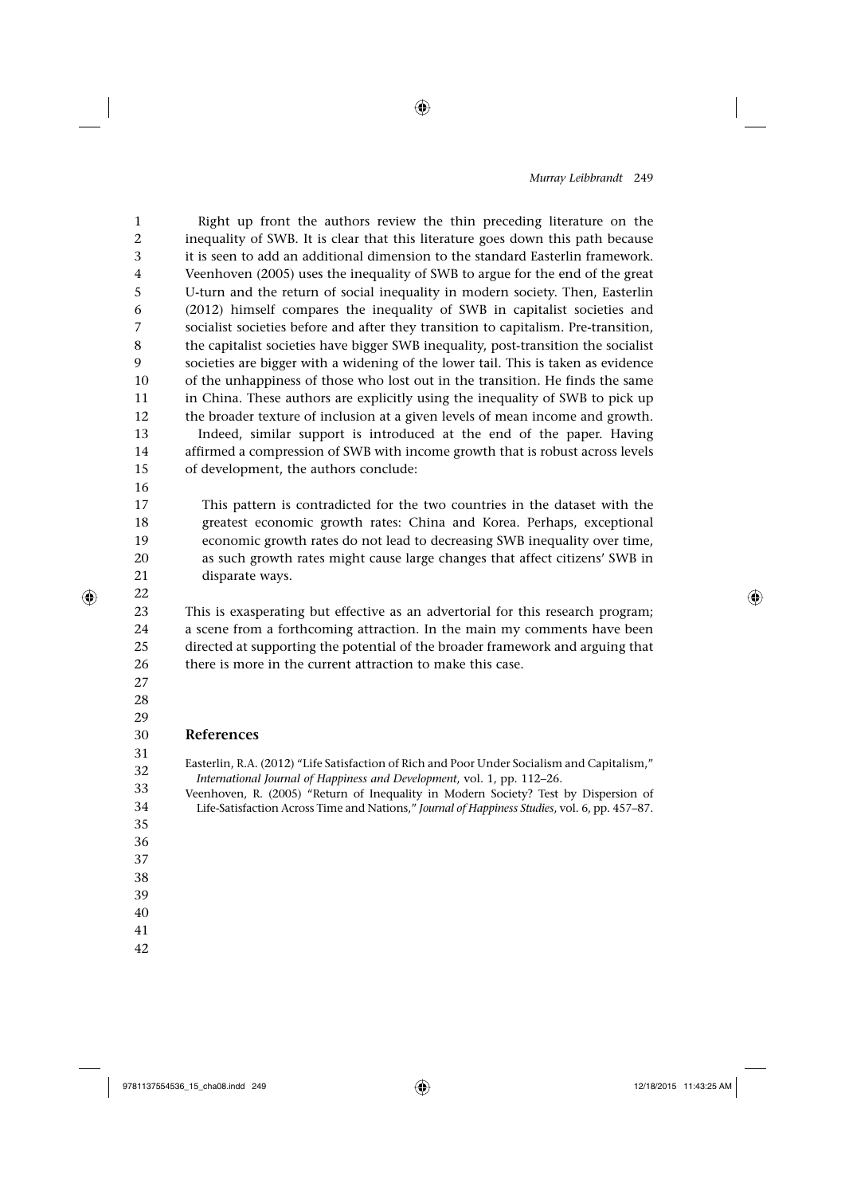Right up front the authors review the thin preceding literature on the inequality of SWB. It is clear that this literature goes down this path because it is seen to add an additional dimension to the standard Easterlin framework. Veenhoven (2005) uses the inequality of SWB to argue for the end of the great U-turn and the return of social inequality in modern society. Then, Easterlin (2012) himself compares the inequality of SWB in capitalist societies and socialist societies before and after they transition to capitalism. Pre-transition, the capitalist societies have bigger SWB inequality, post-transition the socialist societies are bigger with a widening of the lower tail. This is taken as evidence of the unhappiness of those who lost out in the transition. He finds the same in China. These authors are explicitly using the inequality of SWB to pick up the broader texture of inclusion at a given levels of mean income and growth.

Indeed, similar support is introduced at the end of the paper. Having affirmed a compression of SWB with income growth that is robust across levels of development, the authors conclude:

> This pattern is contradicted for the two countries in the dataset with the greatest economic growth rates: China and Korea. Perhaps, exceptional economic growth rates do not lead to decreasing SWB inequality over time, as such growth rates might cause large changes that affect citizens' SWB in disparate ways.

This is exasperating but effective as an advertorial for this research program; a scene from a forthcoming attraction. In the main my comments have been directed at supporting the potential of the broader framework and arguing that there is more in the current attraction to make this case.

## References

Easterlin, R.A. (2012) "Life Satisfaction of Rich and Poor Under Socialism and Capitalism," *International Journal of Happiness and Development*, vol. 1, pp. 112–26.

Veenhoven, R. (2005) "Return of Inequality in Modern Society? Test by Dispersion of Life-Satisfaction Across Time and Nations," *Journal of Happiness Studies*, vol. 6, pp. 457–87.